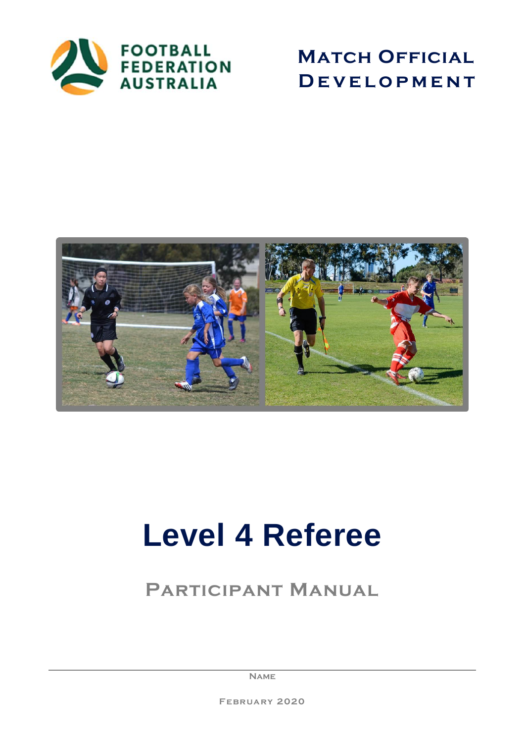FOOTBALL FEDERATION AUSTRALIA

MATCH OFFICIAL DEVELOPMENT

# Level 4 Referee

## PARTICIPANT MANUAL

NAME

FEBRUARY 2020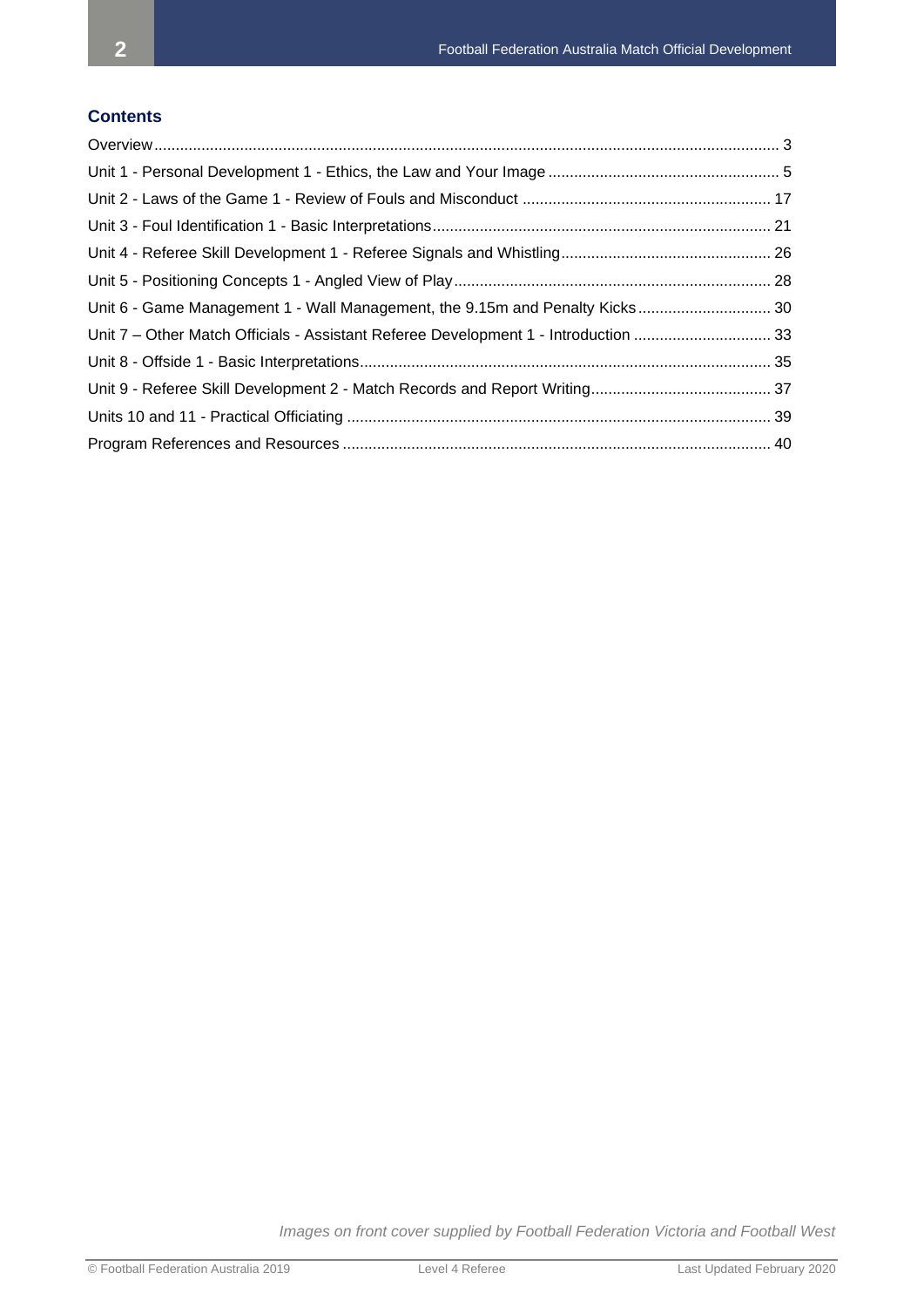## Contents

Overview ........................................................................................................................................ 3

Unit 1 - Personal Development 1 - Ethics, the Law and Your Image ...................................................... 5

Unit 2 - Laws of the Game 1 - Review of Fouls and Misconduct .......................................................... 17

Unit 3 - Foul Identification 1 - Basic Interpretations.............................................................................. 21

Unit 4 - Referee Skill Development 1 - Referee Signals and Whistling................................................. 26

Unit 5 - Positioning Concepts 1 - Angled View of Play......................................................................... 28

Unit 6 - Game Management 1 - Wall Management, the 9.15m and Penalty Kicks............................... 30

Unit 7 – Other Match Officials - Assistant Referee Development 1 - Introduction ................................ 33

Unit 8 - Offside 1 - Basic Interpretations............................................................................................... 35

Unit 9 - Referee Skill Development 2 - Match Records and Report Writing.......................................... 37

Units 10 and 11 - Practical Officiating .................................................................................................. 39

Program References and Resources ................................................................................................... 40

*Images on front cover supplied by Football Federation Victoria and Football West*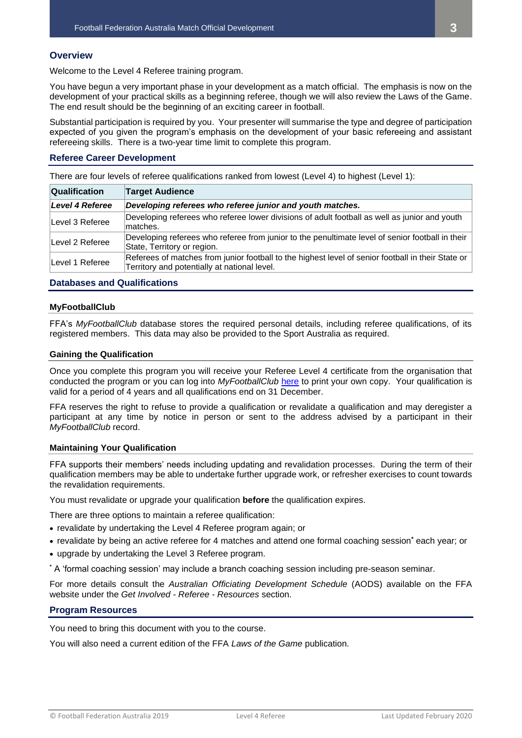## Overview

Welcome to the Level 4 Referee training program.

You have begun a very important phase in your development as a match official. The emphasis is now on the development of your practical skills as a beginning referee, though we will also review the Laws of the Game. The end result should be the beginning of an exciting career in football.

Substantial participation is required by you. Your presenter will summarise the type and degree of participation expected of you given the program's emphasis on the development of your basic refereeing and assistant refereeing skills. There is a two-year time limit to complete this program.

## Referee Career Development

There are four levels of referee qualifications ranked from lowest (Level 4) to highest (Level 1):

| Qualification | Target Audience |
|---|---|
| ***Level 4 Referee*** | ***Developing referees who referee junior and youth matches.*** |
| Level 3 Referee | Developing referees who referee lower divisions of adult football as well as junior and youth matches. |
| Level 2 Referee | Developing referees who referee from junior to the penultimate level of senior football in their State, Territory or region. |
| Level 1 Referee | Referees of matches from junior football to the highest level of senior football in their State or Territory and potentially at national level. |

## Databases and Qualifications

### MyFootballClub

FFA's *MyFootballClub* database stores the required personal details, including referee qualifications, of its registered members. This data may also be provided to the Sport Australia as required.

### Gaining the Qualification

Once you complete this program you will receive your Referee Level 4 certificate from the organisation that conducted the program or you can log into *MyFootballClub* here to print your own copy. Your qualification is valid for a period of 4 years and all qualifications end on 31 December.

FFA reserves the right to refuse to provide a qualification or revalidate a qualification and may deregister a participant at any time by notice in person or sent to the address advised by a participant in their *MyFootballClub* record.

### Maintaining Your Qualification

FFA supports their members' needs including updating and revalidation processes. During the term of their qualification members may be able to undertake further upgrade work, or refresher exercises to count towards the revalidation requirements.

You must revalidate or upgrade your qualification **before** the qualification expires.

There are three options to maintain a referee qualification:

- revalidate by undertaking the Level 4 Referee program again; or
- revalidate by being an active referee for 4 matches and attend one formal coaching session* each year; or
- upgrade by undertaking the Level 3 Referee program.

* A 'formal coaching session' may include a branch coaching session including pre-season seminar.

For more details consult the *Australian Officiating Development Schedule* (AODS) available on the FFA website under the *Get Involved - Referee - Resources* section.

## Program Resources

You need to bring this document with you to the course.

You will also need a current edition of the FFA *Laws of the Game* publication.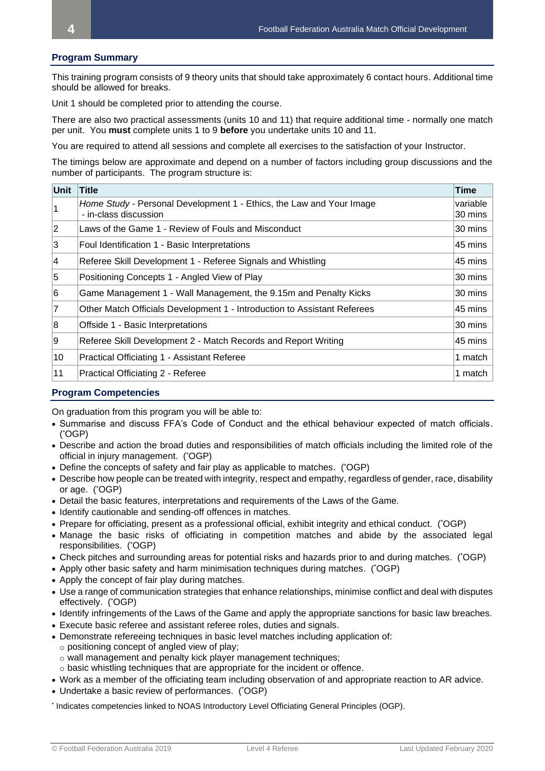## Program Summary

This training program consists of 9 theory units that should take approximately 6 contact hours. Additional time should be allowed for breaks.

Unit 1 should be completed prior to attending the course.

There are also two practical assessments (units 10 and 11) that require additional time - normally one match per unit. You **must** complete units 1 to 9 **before** you undertake units 10 and 11.

You are required to attend all sessions and complete all exercises to the satisfaction of your Instructor.

The timings below are approximate and depend on a number of factors including group discussions and the number of participants. The program structure is:

| Unit | Title | Time |
|---|---|---|
| 1 | *Home Study* - Personal Development 1 - Ethics, the Law and Your Image<br>- in-class discussion | variable<br>30 mins |
| 2 | Laws of the Game 1 - Review of Fouls and Misconduct | 30 mins |
| 3 | Foul Identification 1 - Basic Interpretations | 45 mins |
| 4 | Referee Skill Development 1 - Referee Signals and Whistling | 45 mins |
| 5 | Positioning Concepts 1 - Angled View of Play | 30 mins |
| 6 | Game Management 1 - Wall Management, the 9.15m and Penalty Kicks | 30 mins |
| 7 | Other Match Officials Development 1 - Introduction to Assistant Referees | 45 mins |
| 8 | Offside 1 - Basic Interpretations | 30 mins |
| 9 | Referee Skill Development 2 - Match Records and Report Writing | 45 mins |
| 10 | Practical Officiating 1 - Assistant Referee | 1 match |
| 11 | Practical Officiating 2 - Referee | 1 match |

## Program Competencies

On graduation from this program you will be able to:

- Summarise and discuss FFA's Code of Conduct and the ethical behaviour expected of match officials. (*OGP)
- Describe and action the broad duties and responsibilities of match officials including the limited role of the official in injury management. (*OGP)
- Define the concepts of safety and fair play as applicable to matches. (*OGP)
- Describe how people can be treated with integrity, respect and empathy, regardless of gender, race, disability or age. (*OGP)
- Detail the basic features, interpretations and requirements of the Laws of the Game.
- Identify cautionable and sending-off offences in matches.
- Prepare for officiating, present as a professional official, exhibit integrity and ethical conduct. (*OGP)
- Manage the basic risks of officiating in competition matches and abide by the associated legal responsibilities. (*OGP)
- Check pitches and surrounding areas for potential risks and hazards prior to and during matches. (*OGP)
- Apply other basic safety and harm minimisation techniques during matches. (*OGP)
- Apply the concept of fair play during matches.
- Use a range of communication strategies that enhance relationships, minimise conflict and deal with disputes effectively. (*OGP)
- Identify infringements of the Laws of the Game and apply the appropriate sanctions for basic law breaches.
- Execute basic referee and assistant referee roles, duties and signals.
- Demonstrate refereeing techniques in basic level matches including application of:
  - positioning concept of angled view of play;
  - wall management and penalty kick player management techniques;
  - basic whistling techniques that are appropriate for the incident or offence.
- Work as a member of the officiating team including observation of and appropriate reaction to AR advice.
- Undertake a basic review of performances. (*OGP)

* Indicates competencies linked to NOAS Introductory Level Officiating General Principles (OGP).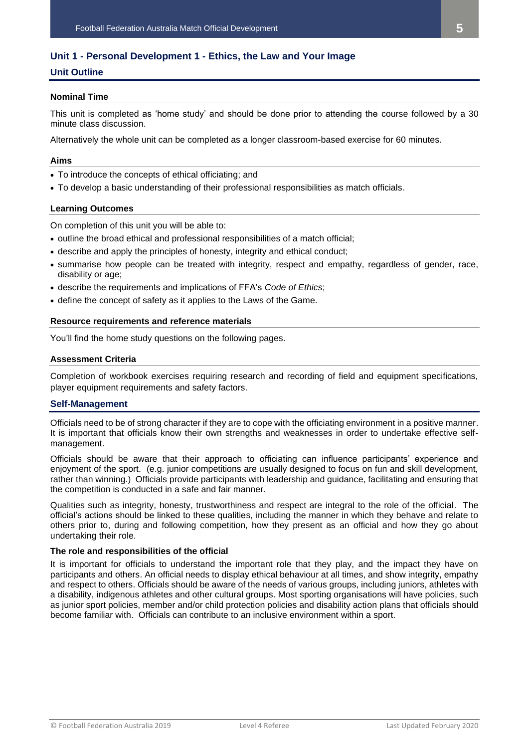## Unit 1 - Personal Development 1 - Ethics, the Law and Your Image

### Unit Outline

#### Nominal Time

This unit is completed as 'home study' and should be done prior to attending the course followed by a 30 minute class discussion.

Alternatively the whole unit can be completed as a longer classroom-based exercise for 60 minutes.

#### Aims

- To introduce the concepts of ethical officiating; and
- To develop a basic understanding of their professional responsibilities as match officials.

#### Learning Outcomes

On completion of this unit you will be able to:

- outline the broad ethical and professional responsibilities of a match official;
- describe and apply the principles of honesty, integrity and ethical conduct;
- summarise how people can be treated with integrity, respect and empathy, regardless of gender, race, disability or age;
- describe the requirements and implications of FFA's *Code of Ethics*;
- define the concept of safety as it applies to the Laws of the Game.

#### Resource requirements and reference materials

You'll find the home study questions on the following pages.

#### Assessment Criteria

Completion of workbook exercises requiring research and recording of field and equipment specifications, player equipment requirements and safety factors.

### Self-Management

Officials need to be of strong character if they are to cope with the officiating environment in a positive manner. It is important that officials know their own strengths and weaknesses in order to undertake effective self-management.

Officials should be aware that their approach to officiating can influence participants' experience and enjoyment of the sport. (e.g. junior competitions are usually designed to focus on fun and skill development, rather than winning.) Officials provide participants with leadership and guidance, facilitating and ensuring that the competition is conducted in a safe and fair manner.

Qualities such as integrity, honesty, trustworthiness and respect are integral to the role of the official. The official's actions should be linked to these qualities, including the manner in which they behave and relate to others prior to, during and following competition, how they present as an official and how they go about undertaking their role.

#### The role and responsibilities of the official

It is important for officials to understand the important role that they play, and the impact they have on participants and others. An official needs to display ethical behaviour at all times, and show integrity, empathy and respect to others. Officials should be aware of the needs of various groups, including juniors, athletes with a disability, indigenous athletes and other cultural groups. Most sporting organisations will have policies, such as junior sport policies, member and/or child protection policies and disability action plans that officials should become familiar with. Officials can contribute to an inclusive environment within a sport.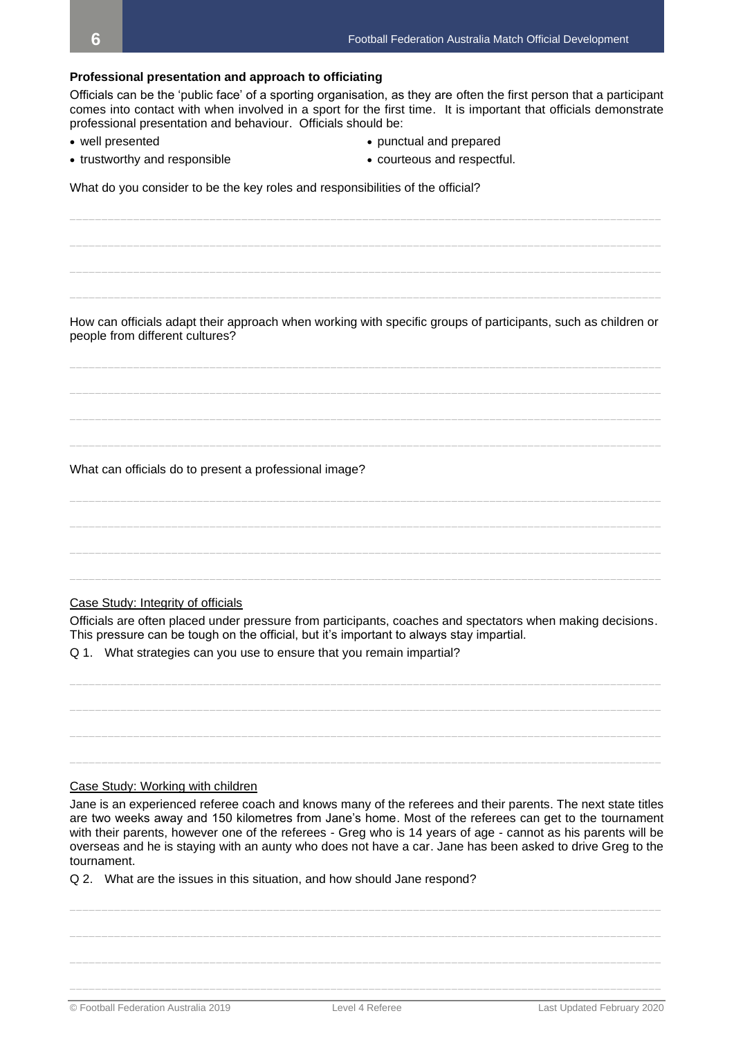**Professional presentation and approach to officiating**

Officials can be the 'public face' of a sporting organisation, as they are often the first person that a participant comes into contact with when involved in a sport for the first time. It is important that officials demonstrate professional presentation and behaviour. Officials should be:

- well presented
- trustworthy and responsible
- punctual and prepared
- courteous and respectful.

What do you consider to be the key roles and responsibilities of the official?

How can officials adapt their approach when working with specific groups of participants, such as children or people from different cultures?

What can officials do to present a professional image?

Case Study: Integrity of officials

Officials are often placed under pressure from participants, coaches and spectators when making decisions. This pressure can be tough on the official, but it's important to always stay impartial.

Q 1. What strategies can you use to ensure that you remain impartial?

Case Study: Working with children

Jane is an experienced referee coach and knows many of the referees and their parents. The next state titles are two weeks away and 150 kilometres from Jane's home. Most of the referees can get to the tournament with their parents, however one of the referees - Greg who is 14 years of age - cannot as his parents will be overseas and he is staying with an aunty who does not have a car. Jane has been asked to drive Greg to the tournament.

Q 2. What are the issues in this situation, and how should Jane respond?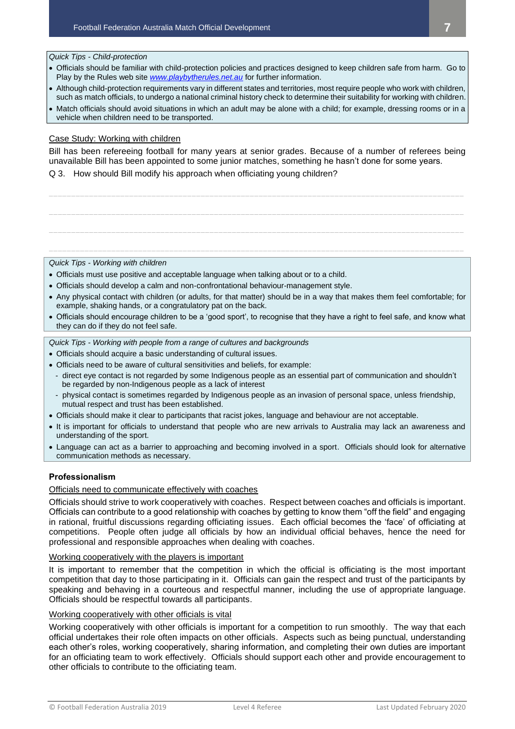*Quick Tips - Child-protection*

- Officials should be familiar with child-protection policies and practices designed to keep children safe from harm. Go to Play by the Rules web site *www.playbytherules.net.au* for further information.
- Although child-protection requirements vary in different states and territories, most require people who work with children, such as match officials, to undergo a national criminal history check to determine their suitability for working with children.
- Match officials should avoid situations in which an adult may be alone with a child; for example, dressing rooms or in a vehicle when children need to be transported.

Case Study: Working with children

Bill has been refereeing football for many years at senior grades. Because of a number of referees being unavailable Bill has been appointed to some junior matches, something he hasn't done for some years.

Q 3. How should Bill modify his approach when officiating young children?

___________________________________________________________________________

___________________________________________________________________________

___________________________________________________________________________

___________________________________________________________________________

*Quick Tips - Working with children*

- Officials must use positive and acceptable language when talking about or to a child.
- Officials should develop a calm and non-confrontational behaviour-management style.
- Any physical contact with children (or adults, for that matter) should be in a way that makes them feel comfortable; for example, shaking hands, or a congratulatory pat on the back.
- Officials should encourage children to be a 'good sport', to recognise that they have a right to feel safe, and know what they can do if they do not feel safe.

*Quick Tips - Working with people from a range of cultures and backgrounds*

- Officials should acquire a basic understanding of cultural issues.
- Officials need to be aware of cultural sensitivities and beliefs, for example:
  - direct eye contact is not regarded by some Indigenous people as an essential part of communication and shouldn't be regarded by non-Indigenous people as a lack of interest
  - physical contact is sometimes regarded by Indigenous people as an invasion of personal space, unless friendship, mutual respect and trust has been established.
- Officials should make it clear to participants that racist jokes, language and behaviour are not acceptable.
- It is important for officials to understand that people who are new arrivals to Australia may lack an awareness and understanding of the sport.
- Language can act as a barrier to approaching and becoming involved in a sport. Officials should look for alternative communication methods as necessary.

**Professionalism**

Officials need to communicate effectively with coaches

Officials should strive to work cooperatively with coaches. Respect between coaches and officials is important. Officials can contribute to a good relationship with coaches by getting to know them "off the field" and engaging in rational, fruitful discussions regarding officiating issues. Each official becomes the 'face' of officiating at competitions. People often judge all officials by how an individual official behaves, hence the need for professional and responsible approaches when dealing with coaches.

Working cooperatively with the players is important

It is important to remember that the competition in which the official is officiating is the most important competition that day to those participating in it. Officials can gain the respect and trust of the participants by speaking and behaving in a courteous and respectful manner, including the use of appropriate language. Officials should be respectful towards all participants.

Working cooperatively with other officials is vital

Working cooperatively with other officials is important for a competition to run smoothly. The way that each official undertakes their role often impacts on other officials. Aspects such as being punctual, understanding each other's roles, working cooperatively, sharing information, and completing their own duties are important for an officiating team to work effectively. Officials should support each other and provide encouragement to other officials to contribute to the officiating team.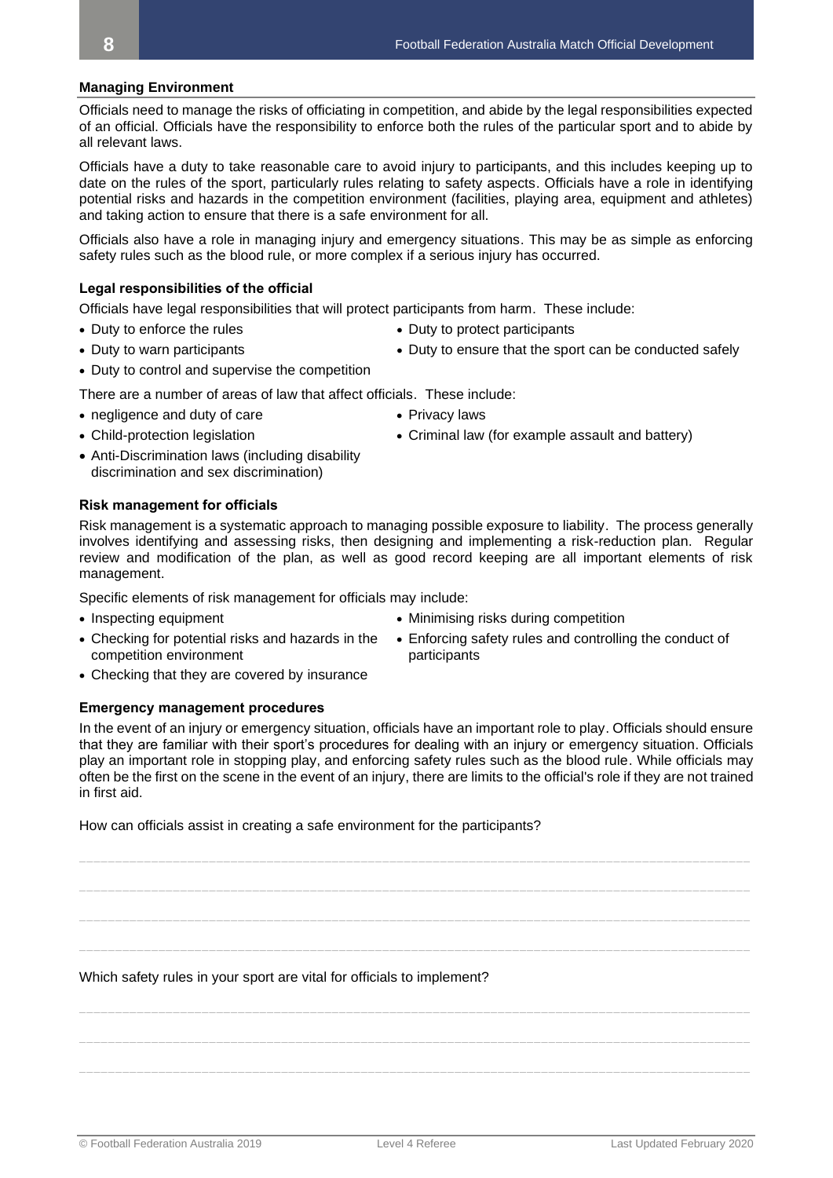### Managing Environment

Officials need to manage the risks of officiating in competition, and abide by the legal responsibilities expected of an official. Officials have the responsibility to enforce both the rules of the particular sport and to abide by all relevant laws.

Officials have a duty to take reasonable care to avoid injury to participants, and this includes keeping up to date on the rules of the sport, particularly rules relating to safety aspects. Officials have a role in identifying potential risks and hazards in the competition environment (facilities, playing area, equipment and athletes) and taking action to ensure that there is a safe environment for all.

Officials also have a role in managing injury and emergency situations. This may be as simple as enforcing safety rules such as the blood rule, or more complex if a serious injury has occurred.

#### Legal responsibilities of the official

Officials have legal responsibilities that will protect participants from harm. These include:

- Duty to enforce the rules
- Duty to warn participants
- Duty to control and supervise the competition
- Duty to protect participants
- Duty to ensure that the sport can be conducted safely

There are a number of areas of law that affect officials. These include:

- negligence and duty of care
- Child-protection legislation
- Anti-Discrimination laws (including disability discrimination and sex discrimination)
- Privacy laws
- Criminal law (for example assault and battery)

#### Risk management for officials

Risk management is a systematic approach to managing possible exposure to liability. The process generally involves identifying and assessing risks, then designing and implementing a risk-reduction plan. Regular review and modification of the plan, as well as good record keeping are all important elements of risk management.

Specific elements of risk management for officials may include:

- Inspecting equipment
- Checking for potential risks and hazards in the competition environment
- Checking that they are covered by insurance
- Minimising risks during competition
- Enforcing safety rules and controlling the conduct of participants

#### Emergency management procedures

In the event of an injury or emergency situation, officials have an important role to play. Officials should ensure that they are familiar with their sport's procedures for dealing with an injury or emergency situation. Officials play an important role in stopping play, and enforcing safety rules such as the blood rule. While officials may often be the first on the scene in the event of an injury, there are limits to the official's role if they are not trained in first aid.

How can officials assist in creating a safe environment for the participants?

______________________________________________________________________________

______________________________________________________________________________

______________________________________________________________________________

______________________________________________________________________________

Which safety rules in your sport are vital for officials to implement?

______________________________________________________________________________

______________________________________________________________________________

______________________________________________________________________________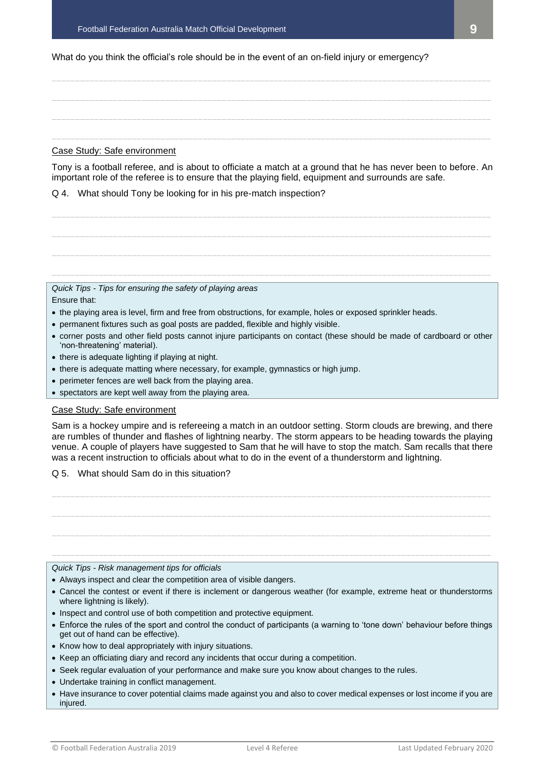What do you think the official's role should be in the event of an on-field injury or emergency?

______________________________________________________________________________________

______________________________________________________________________________________

______________________________________________________________________________________

______________________________________________________________________________________

Case Study: Safe environment

Tony is a football referee, and is about to officiate a match at a ground that he has never been to before. An important role of the referee is to ensure that the playing field, equipment and surrounds are safe.

Q 4. What should Tony be looking for in his pre-match inspection?

______________________________________________________________________________________

______________________________________________________________________________________

______________________________________________________________________________________

______________________________________________________________________________________

*Quick Tips - Tips for ensuring the safety of playing areas*

Ensure that:

- the playing area is level, firm and free from obstructions, for example, holes or exposed sprinkler heads.
- permanent fixtures such as goal posts are padded, flexible and highly visible.
- corner posts and other field posts cannot injure participants on contact (these should be made of cardboard or other 'non-threatening' material).
- there is adequate lighting if playing at night.
- there is adequate matting where necessary, for example, gymnastics or high jump.
- perimeter fences are well back from the playing area.
- spectators are kept well away from the playing area.

Case Study: Safe environment

Sam is a hockey umpire and is refereeing a match in an outdoor setting. Storm clouds are brewing, and there are rumbles of thunder and flashes of lightning nearby. The storm appears to be heading towards the playing venue. A couple of players have suggested to Sam that he will have to stop the match. Sam recalls that there was a recent instruction to officials about what to do in the event of a thunderstorm and lightning.

Q 5. What should Sam do in this situation?

______________________________________________________________________________________

______________________________________________________________________________________

______________________________________________________________________________________

______________________________________________________________________________________

*Quick Tips - Risk management tips for officials*

- Always inspect and clear the competition area of visible dangers.
- Cancel the contest or event if there is inclement or dangerous weather (for example, extreme heat or thunderstorms where lightning is likely).
- Inspect and control use of both competition and protective equipment.
- Enforce the rules of the sport and control the conduct of participants (a warning to 'tone down' behaviour before things get out of hand can be effective).
- Know how to deal appropriately with injury situations.
- Keep an officiating diary and record any incidents that occur during a competition.
- Seek regular evaluation of your performance and make sure you know about changes to the rules.
- Undertake training in conflict management.
- Have insurance to cover potential claims made against you and also to cover medical expenses or lost income if you are injured.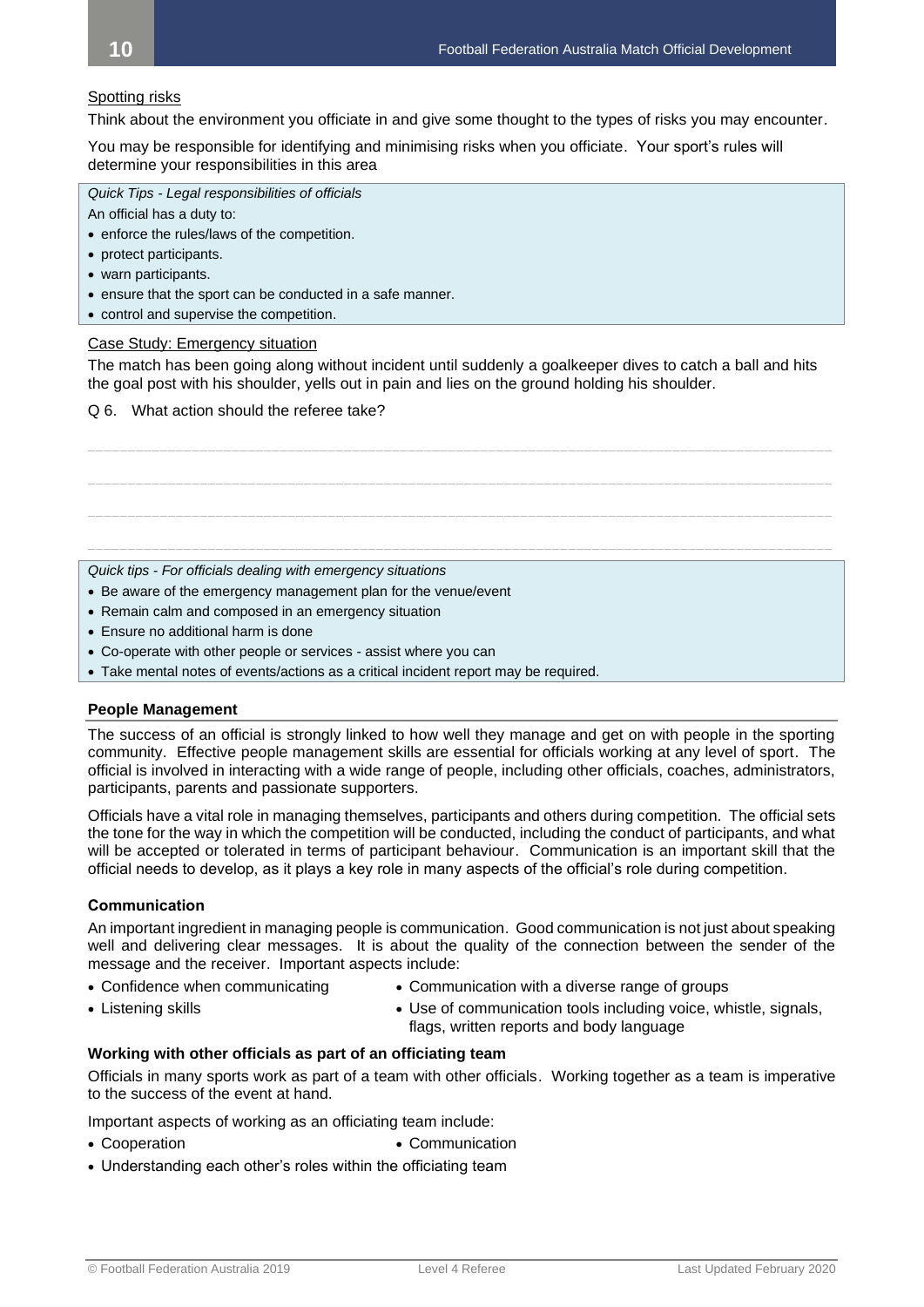Spotting risks

Think about the environment you officiate in and give some thought to the types of risks you may encounter.

You may be responsible for identifying and minimising risks when you officiate. Your sport's rules will determine your responsibilities in this area

*Quick Tips - Legal responsibilities of officials*

An official has a duty to:

- enforce the rules/laws of the competition.
- protect participants.
- warn participants.
- ensure that the sport can be conducted in a safe manner.
- control and supervise the competition.

Case Study: Emergency situation

The match has been going along without incident until suddenly a goalkeeper dives to catch a ball and hits the goal post with his shoulder, yells out in pain and lies on the ground holding his shoulder.

Q 6. What action should the referee take?

______________________________________________________________________________

______________________________________________________________________________

______________________________________________________________________________

______________________________________________________________________________

*Quick tips - For officials dealing with emergency situations*

- Be aware of the emergency management plan for the venue/event
- Remain calm and composed in an emergency situation
- Ensure no additional harm is done
- Co-operate with other people or services - assist where you can
- Take mental notes of events/actions as a critical incident report may be required.

**People Management**

The success of an official is strongly linked to how well they manage and get on with people in the sporting community. Effective people management skills are essential for officials working at any level of sport. The official is involved in interacting with a wide range of people, including other officials, coaches, administrators, participants, parents and passionate supporters.

Officials have a vital role in managing themselves, participants and others during competition. The official sets the tone for the way in which the competition will be conducted, including the conduct of participants, and what will be accepted or tolerated in terms of participant behaviour. Communication is an important skill that the official needs to develop, as it plays a key role in many aspects of the official's role during competition.

**Communication**

An important ingredient in managing people is communication. Good communication is not just about speaking well and delivering clear messages. It is about the quality of the connection between the sender of the message and the receiver. Important aspects include:

- Confidence when communicating
- Listening skills
- Communication with a diverse range of groups
- Use of communication tools including voice, whistle, signals, flags, written reports and body language

**Working with other officials as part of an officiating team**

Officials in many sports work as part of a team with other officials. Working together as a team is imperative to the success of the event at hand.

Important aspects of working as an officiating team include:

- Cooperation
- Communication
- Understanding each other's roles within the officiating team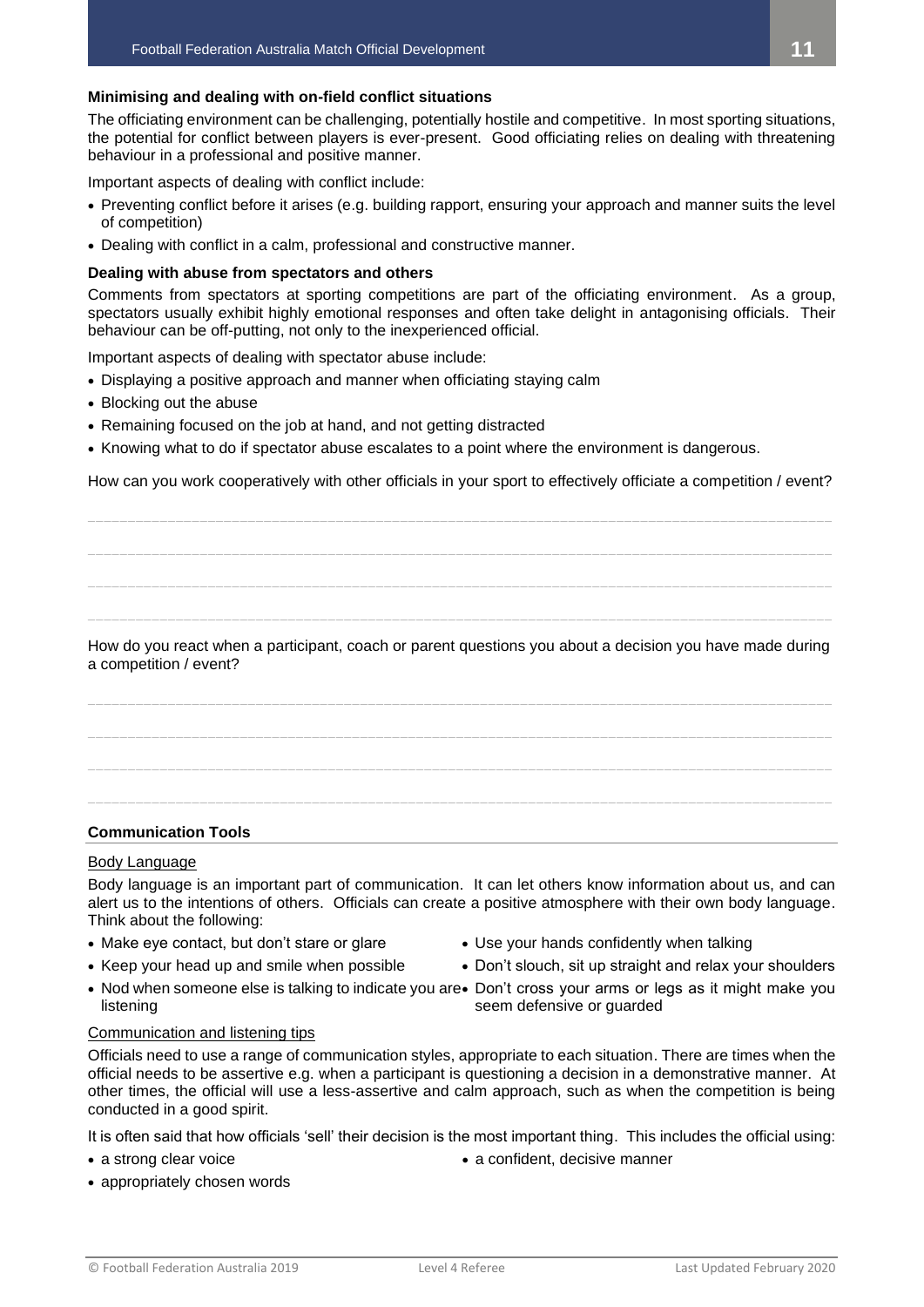### Minimising and dealing with on-field conflict situations

The officiating environment can be challenging, potentially hostile and competitive. In most sporting situations, the potential for conflict between players is ever-present. Good officiating relies on dealing with threatening behaviour in a professional and positive manner.

Important aspects of dealing with conflict include:

- Preventing conflict before it arises (e.g. building rapport, ensuring your approach and manner suits the level of competition)
- Dealing with conflict in a calm, professional and constructive manner.

### Dealing with abuse from spectators and others

Comments from spectators at sporting competitions are part of the officiating environment. As a group, spectators usually exhibit highly emotional responses and often take delight in antagonising officials. Their behaviour can be off-putting, not only to the inexperienced official.

Important aspects of dealing with spectator abuse include:

- Displaying a positive approach and manner when officiating staying calm
- Blocking out the abuse
- Remaining focused on the job at hand, and not getting distracted
- Knowing what to do if spectator abuse escalates to a point where the environment is dangerous.

How can you work cooperatively with other officials in your sport to effectively officiate a competition / event?

______________________________________________________________________________

______________________________________________________________________________

______________________________________________________________________________

______________________________________________________________________________

How do you react when a participant, coach or parent questions you about a decision you have made during a competition / event?

______________________________________________________________________________

______________________________________________________________________________

______________________________________________________________________________

______________________________________________________________________________

### Communication Tools

#### Body Language

Body language is an important part of communication. It can let others know information about us, and can alert us to the intentions of others. Officials can create a positive atmosphere with their own body language. Think about the following:

- Make eye contact, but don't stare or glare
- Keep your head up and smile when possible
- Nod when someone else is talking to indicate you are listening
- Use your hands confidently when talking
- Don't slouch, sit up straight and relax your shoulders
- Don't cross your arms or legs as it might make you seem defensive or guarded

#### Communication and listening tips

Officials need to use a range of communication styles, appropriate to each situation. There are times when the official needs to be assertive e.g. when a participant is questioning a decision in a demonstrative manner. At other times, the official will use a less-assertive and calm approach, such as when the competition is being conducted in a good spirit.

It is often said that how officials 'sell' their decision is the most important thing. This includes the official using:

- a strong clear voice
- appropriately chosen words
- a confident, decisive manner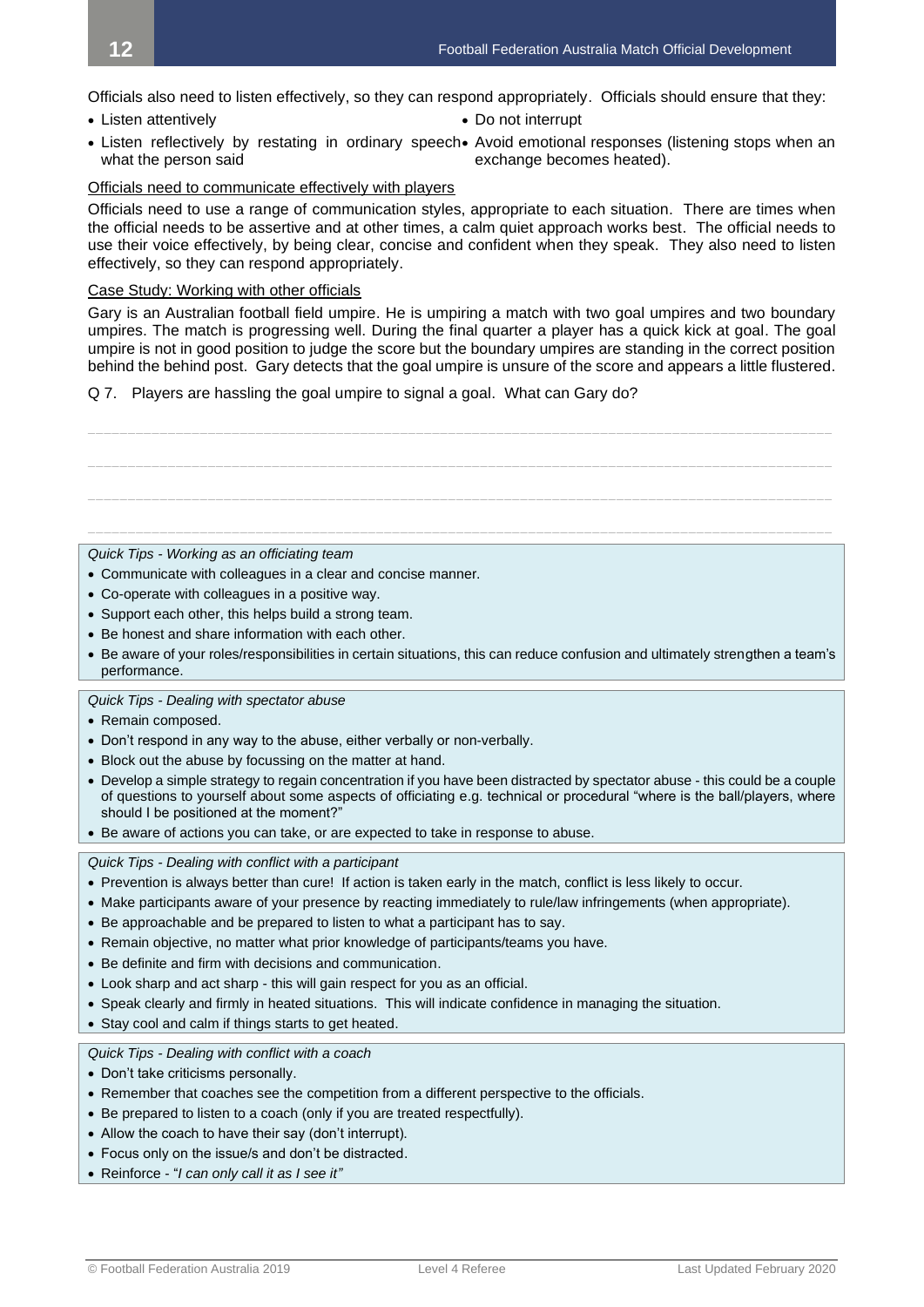Officials also need to listen effectively, so they can respond appropriately. Officials should ensure that they:

- Listen attentively
- Listen reflectively by restating in ordinary speech what the person said
- Do not interrupt
- Avoid emotional responses (listening stops when an exchange becomes heated).

<u>Officials need to communicate effectively with players</u>

Officials need to use a range of communication styles, appropriate to each situation. There are times when the official needs to be assertive and at other times, a calm quiet approach works best. The official needs to use their voice effectively, by being clear, concise and confident when they speak. They also need to listen effectively, so they can respond appropriately.

<u>Case Study: Working with other officials</u>

Gary is an Australian football field umpire. He is umpiring a match with two goal umpires and two boundary umpires. The match is progressing well. During the final quarter a player has a quick kick at goal. The goal umpire is not in good position to judge the score but the boundary umpires are standing in the correct position behind the behind post. Gary detects that the goal umpire is unsure of the score and appears a little flustered.

Q 7. Players are hassling the goal umpire to signal a goal. What can Gary do?

\_\_\_\_\_\_\_\_\_\_\_\_\_\_\_\_\_\_\_\_\_\_\_\_\_\_\_\_\_\_\_\_\_\_\_\_\_\_\_\_\_\_\_\_\_\_\_\_\_\_\_\_\_\_\_\_\_\_\_\_\_\_\_\_\_\_\_\_\_\_\_\_\_\_\_\_\_\_

\_\_\_\_\_\_\_\_\_\_\_\_\_\_\_\_\_\_\_\_\_\_\_\_\_\_\_\_\_\_\_\_\_\_\_\_\_\_\_\_\_\_\_\_\_\_\_\_\_\_\_\_\_\_\_\_\_\_\_\_\_\_\_\_\_\_\_\_\_\_\_\_\_\_\_\_\_\_

\_\_\_\_\_\_\_\_\_\_\_\_\_\_\_\_\_\_\_\_\_\_\_\_\_\_\_\_\_\_\_\_\_\_\_\_\_\_\_\_\_\_\_\_\_\_\_\_\_\_\_\_\_\_\_\_\_\_\_\_\_\_\_\_\_\_\_\_\_\_\_\_\_\_\_\_\_\_

\_\_\_\_\_\_\_\_\_\_\_\_\_\_\_\_\_\_\_\_\_\_\_\_\_\_\_\_\_\_\_\_\_\_\_\_\_\_\_\_\_\_\_\_\_\_\_\_\_\_\_\_\_\_\_\_\_\_\_\_\_\_\_\_\_\_\_\_\_\_\_\_\_\_\_\_\_\_

*Quick Tips - Working as an officiating team*

- Communicate with colleagues in a clear and concise manner.
- Co-operate with colleagues in a positive way.
- Support each other, this helps build a strong team.
- Be honest and share information with each other.
- Be aware of your roles/responsibilities in certain situations, this can reduce confusion and ultimately strengthen a team's performance.

*Quick Tips - Dealing with spectator abuse*

- Remain composed.
- Don't respond in any way to the abuse, either verbally or non-verbally.
- Block out the abuse by focussing on the matter at hand.
- Develop a simple strategy to regain concentration if you have been distracted by spectator abuse - this could be a couple of questions to yourself about some aspects of officiating e.g. technical or procedural "where is the ball/players, where should I be positioned at the moment?"
- Be aware of actions you can take, or are expected to take in response to abuse.

*Quick Tips - Dealing with conflict with a participant*

- Prevention is always better than cure! If action is taken early in the match, conflict is less likely to occur.
- Make participants aware of your presence by reacting immediately to rule/law infringements (when appropriate).
- Be approachable and be prepared to listen to what a participant has to say.
- Remain objective, no matter what prior knowledge of participants/teams you have.
- Be definite and firm with decisions and communication.
- Look sharp and act sharp - this will gain respect for you as an official.
- Speak clearly and firmly in heated situations. This will indicate confidence in managing the situation.
- Stay cool and calm if things starts to get heated.

*Quick Tips - Dealing with conflict with a coach*

- Don't take criticisms personally.
- Remember that coaches see the competition from a different perspective to the officials.
- Be prepared to listen to a coach (only if you are treated respectfully).
- Allow the coach to have their say (don't interrupt).
- Focus only on the issue/s and don't be distracted.
- Reinforce - "*I can only call it as I see it"*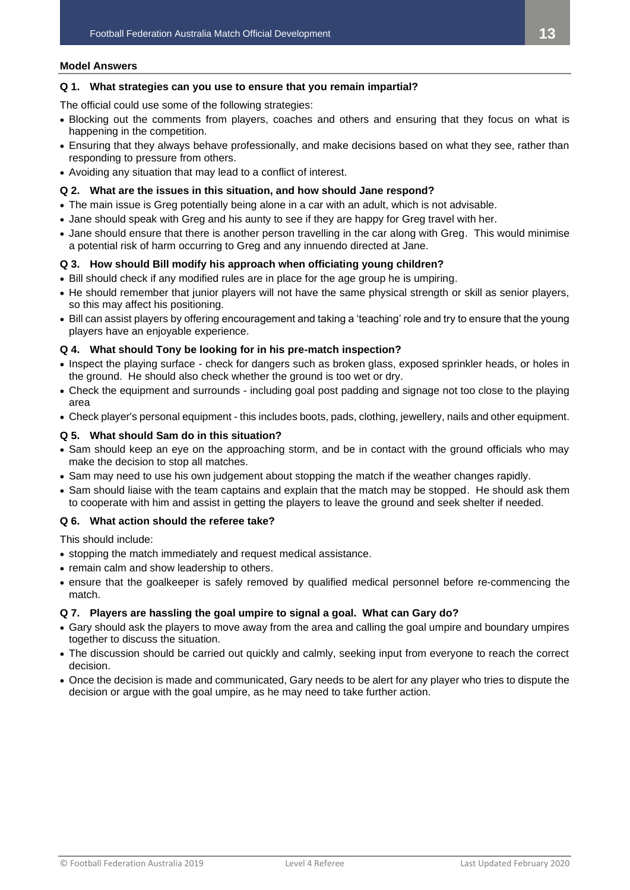**Model Answers**

**Q 1. What strategies can you use to ensure that you remain impartial?**

The official could use some of the following strategies:

- Blocking out the comments from players, coaches and others and ensuring that they focus on what is happening in the competition.
- Ensuring that they always behave professionally, and make decisions based on what they see, rather than responding to pressure from others.
- Avoiding any situation that may lead to a conflict of interest.

**Q 2. What are the issues in this situation, and how should Jane respond?**

- The main issue is Greg potentially being alone in a car with an adult, which is not advisable.
- Jane should speak with Greg and his aunty to see if they are happy for Greg travel with her.
- Jane should ensure that there is another person travelling in the car along with Greg. This would minimise a potential risk of harm occurring to Greg and any innuendo directed at Jane.

**Q 3. How should Bill modify his approach when officiating young children?**

- Bill should check if any modified rules are in place for the age group he is umpiring.
- He should remember that junior players will not have the same physical strength or skill as senior players, so this may affect his positioning.
- Bill can assist players by offering encouragement and taking a 'teaching' role and try to ensure that the young players have an enjoyable experience.

**Q 4. What should Tony be looking for in his pre-match inspection?**

- Inspect the playing surface - check for dangers such as broken glass, exposed sprinkler heads, or holes in the ground. He should also check whether the ground is too wet or dry.
- Check the equipment and surrounds - including goal post padding and signage not too close to the playing area
- Check player's personal equipment - this includes boots, pads, clothing, jewellery, nails and other equipment.

**Q 5. What should Sam do in this situation?**

- Sam should keep an eye on the approaching storm, and be in contact with the ground officials who may make the decision to stop all matches.
- Sam may need to use his own judgement about stopping the match if the weather changes rapidly.
- Sam should liaise with the team captains and explain that the match may be stopped. He should ask them to cooperate with him and assist in getting the players to leave the ground and seek shelter if needed.

**Q 6. What action should the referee take?**

This should include:

- stopping the match immediately and request medical assistance.
- remain calm and show leadership to others.
- ensure that the goalkeeper is safely removed by qualified medical personnel before re-commencing the match.

**Q 7. Players are hassling the goal umpire to signal a goal. What can Gary do?**

- Gary should ask the players to move away from the area and calling the goal umpire and boundary umpires together to discuss the situation.
- The discussion should be carried out quickly and calmly, seeking input from everyone to reach the correct decision.
- Once the decision is made and communicated, Gary needs to be alert for any player who tries to dispute the decision or argue with the goal umpire, as he may need to take further action.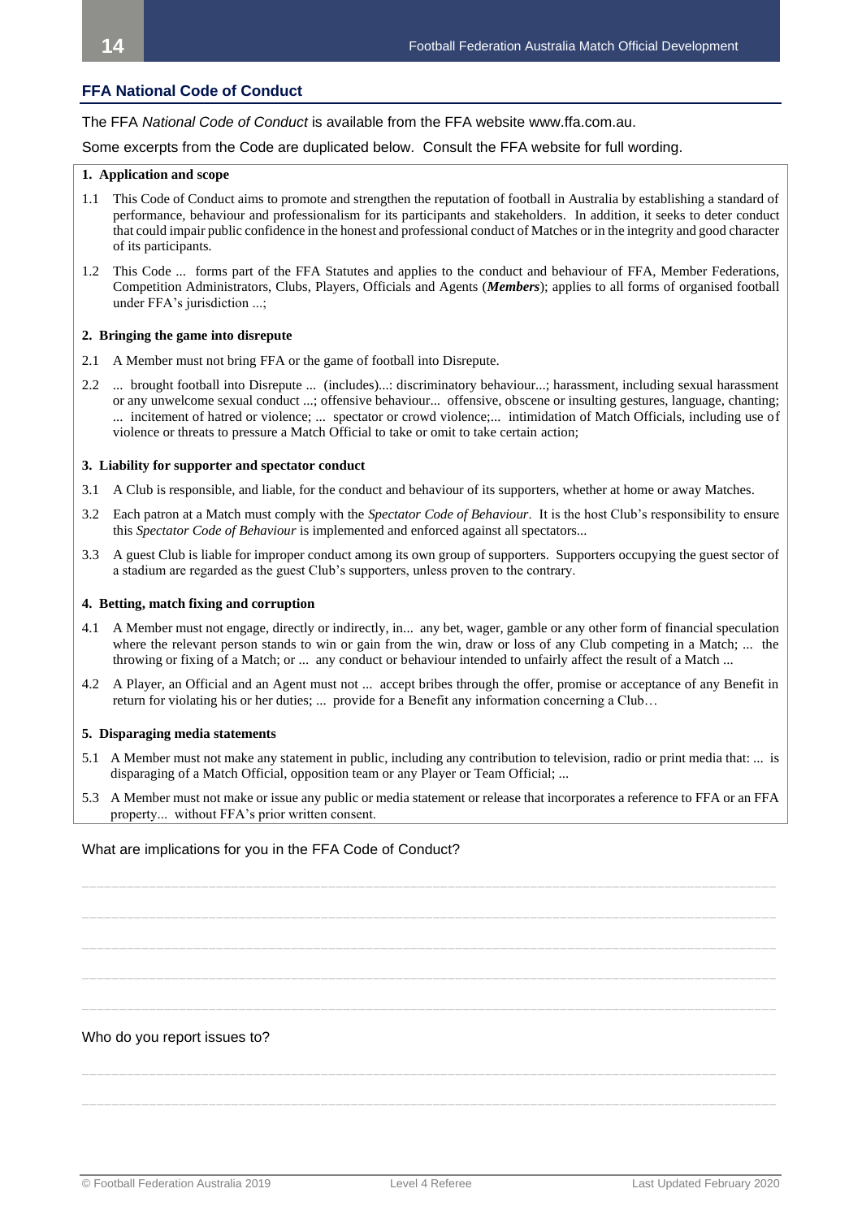## FFA National Code of Conduct

The FFA *National Code of Conduct* is available from the FFA website www.ffa.com.au.

Some excerpts from the Code are duplicated below. Consult the FFA website for full wording.

**1. Application and scope**

1.1 This Code of Conduct aims to promote and strengthen the reputation of football in Australia by establishing a standard of performance, behaviour and professionalism for its participants and stakeholders. In addition, it seeks to deter conduct that could impair public confidence in the honest and professional conduct of Matches or in the integrity and good character of its participants.

1.2 This Code ... forms part of the FFA Statutes and applies to the conduct and behaviour of FFA, Member Federations, Competition Administrators, Clubs, Players, Officials and Agents (***Members***); applies to all forms of organised football under FFA's jurisdiction ...;

**2. Bringing the game into disrepute**

2.1 A Member must not bring FFA or the game of football into Disrepute.

2.2 ... brought football into Disrepute ... (includes)...: discriminatory behaviour...; harassment, including sexual harassment or any unwelcome sexual conduct ...; offensive behaviour... offensive, obscene or insulting gestures, language, chanting; ... incitement of hatred or violence; ... spectator or crowd violence;... intimidation of Match Officials, including use of violence or threats to pressure a Match Official to take or omit to take certain action;

**3. Liability for supporter and spectator conduct**

3.1 A Club is responsible, and liable, for the conduct and behaviour of its supporters, whether at home or away Matches.

3.2 Each patron at a Match must comply with the *Spectator Code of Behaviour*. It is the host Club's responsibility to ensure this *Spectator Code of Behaviour* is implemented and enforced against all spectators...

3.3 A guest Club is liable for improper conduct among its own group of supporters. Supporters occupying the guest sector of a stadium are regarded as the guest Club's supporters, unless proven to the contrary.

**4. Betting, match fixing and corruption**

4.1 A Member must not engage, directly or indirectly, in... any bet, wager, gamble or any other form of financial speculation where the relevant person stands to win or gain from the win, draw or loss of any Club competing in a Match; ... the throwing or fixing of a Match; or ... any conduct or behaviour intended to unfairly affect the result of a Match ...

4.2 A Player, an Official and an Agent must not ... accept bribes through the offer, promise or acceptance of any Benefit in return for violating his or her duties; ... provide for a Benefit any information concerning a Club…

**5. Disparaging media statements**

5.1 A Member must not make any statement in public, including any contribution to television, radio or print media that: ... is disparaging of a Match Official, opposition team or any Player or Team Official; ...

5.3 A Member must not make or issue any public or media statement or release that incorporates a reference to FFA or an FFA property... without FFA's prior written consent.

What are implications for you in the FFA Code of Conduct?

\_\_\_\_\_\_\_\_\_\_\_\_\_\_\_\_\_\_\_\_\_\_\_\_\_\_\_\_\_\_\_\_\_\_\_\_\_\_\_\_\_\_\_\_\_\_\_\_\_\_\_\_\_\_\_\_\_\_\_\_\_\_\_\_\_\_\_\_\_\_\_\_\_\_\_\_\_\_

\_\_\_\_\_\_\_\_\_\_\_\_\_\_\_\_\_\_\_\_\_\_\_\_\_\_\_\_\_\_\_\_\_\_\_\_\_\_\_\_\_\_\_\_\_\_\_\_\_\_\_\_\_\_\_\_\_\_\_\_\_\_\_\_\_\_\_\_\_\_\_\_\_\_\_\_\_\_

\_\_\_\_\_\_\_\_\_\_\_\_\_\_\_\_\_\_\_\_\_\_\_\_\_\_\_\_\_\_\_\_\_\_\_\_\_\_\_\_\_\_\_\_\_\_\_\_\_\_\_\_\_\_\_\_\_\_\_\_\_\_\_\_\_\_\_\_\_\_\_\_\_\_\_\_\_\_

\_\_\_\_\_\_\_\_\_\_\_\_\_\_\_\_\_\_\_\_\_\_\_\_\_\_\_\_\_\_\_\_\_\_\_\_\_\_\_\_\_\_\_\_\_\_\_\_\_\_\_\_\_\_\_\_\_\_\_\_\_\_\_\_\_\_\_\_\_\_\_\_\_\_\_\_\_\_

\_\_\_\_\_\_\_\_\_\_\_\_\_\_\_\_\_\_\_\_\_\_\_\_\_\_\_\_\_\_\_\_\_\_\_\_\_\_\_\_\_\_\_\_\_\_\_\_\_\_\_\_\_\_\_\_\_\_\_\_\_\_\_\_\_\_\_\_\_\_\_\_\_\_\_\_\_\_

Who do you report issues to?

\_\_\_\_\_\_\_\_\_\_\_\_\_\_\_\_\_\_\_\_\_\_\_\_\_\_\_\_\_\_\_\_\_\_\_\_\_\_\_\_\_\_\_\_\_\_\_\_\_\_\_\_\_\_\_\_\_\_\_\_\_\_\_\_\_\_\_\_\_\_\_\_\_\_\_\_\_\_

\_\_\_\_\_\_\_\_\_\_\_\_\_\_\_\_\_\_\_\_\_\_\_\_\_\_\_\_\_\_\_\_\_\_\_\_\_\_\_\_\_\_\_\_\_\_\_\_\_\_\_\_\_\_\_\_\_\_\_\_\_\_\_\_\_\_\_\_\_\_\_\_\_\_\_\_\_\_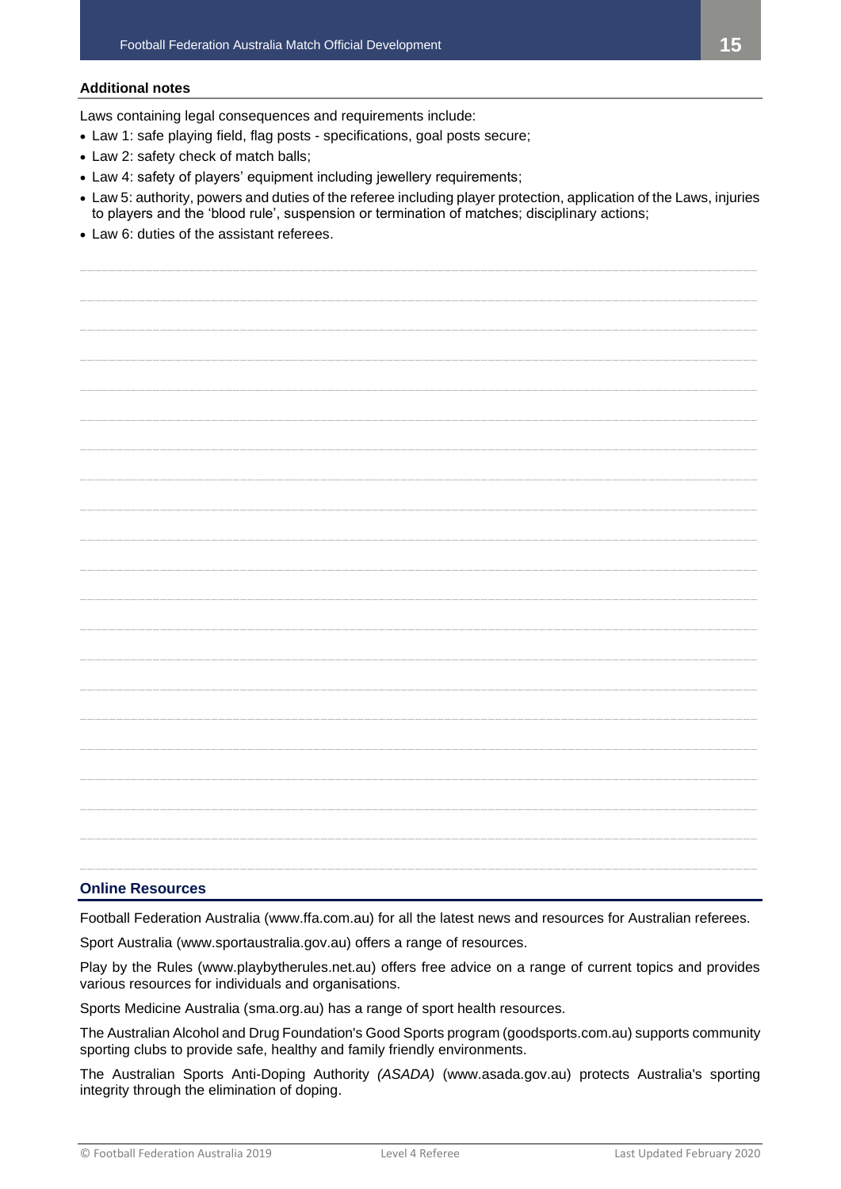### Additional notes

Laws containing legal consequences and requirements include:

- Law 1: safe playing field, flag posts - specifications, goal posts secure;
- Law 2: safety check of match balls;
- Law 4: safety of players' equipment including jewellery requirements;
- Law 5: authority, powers and duties of the referee including player protection, application of the Laws, injuries to players and the 'blood rule', suspension or termination of matches; disciplinary actions;
- Law 6: duties of the assistant referees.

## Online Resources

Football Federation Australia (www.ffa.com.au) for all the latest news and resources for Australian referees.

Sport Australia (www.sportaustralia.gov.au) offers a range of resources.

Play by the Rules (www.playbytherules.net.au) offers free advice on a range of current topics and provides various resources for individuals and organisations.

Sports Medicine Australia (sma.org.au) has a range of sport health resources.

The Australian Alcohol and Drug Foundation's Good Sports program (goodsports.com.au) supports community sporting clubs to provide safe, healthy and family friendly environments.

The Australian Sports Anti-Doping Authority *(ASADA)* (www.asada.gov.au) protects Australia's sporting integrity through the elimination of doping.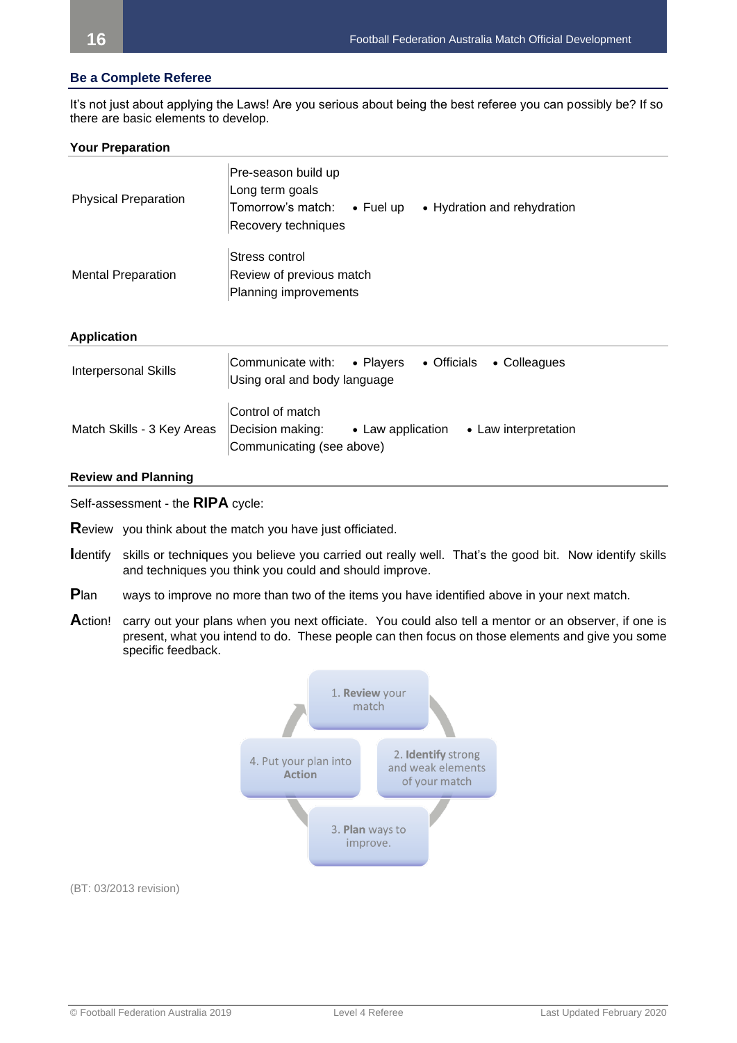## Be a Complete Referee

It's not just about applying the Laws! Are you serious about being the best referee you can possibly be? If so there are basic elements to develop.

### Your Preparation

| | |
|---|---|
| Physical Preparation | Pre-season build up<br>Long term goals<br>Tomorrow's match: • Fuel up • Hydration and rehydration<br>Recovery techniques |
| Mental Preparation | Stress control<br>Review of previous match<br>Planning improvements |

### Application

| | |
|---|---|
| Interpersonal Skills | Communicate with: • Players • Officials • Colleagues<br>Using oral and body language |
| Match Skills - 3 Key Areas | Control of match<br>Decision making: • Law application • Law interpretation<br>Communicating (see above) |

### Review and Planning

Self-assessment - the **RIPA** cycle:

**R**eview you think about the match you have just officiated.

**I**dentify skills or techniques you believe you carried out really well. That's the good bit. Now identify skills and techniques you think you could and should improve.

**P**lan ways to improve no more than two of the items you have identified above in your next match.

**A**ction! carry out your plans when you next officiate. You could also tell a mentor or an observer, if one is present, what you intend to do. These people can then focus on those elements and give you some specific feedback.

1. **Review** your match
2. **Identify** strong and weak elements of your match
3. **Plan** ways to improve.
4. Put your plan into **Action**

(BT: 03/2013 revision)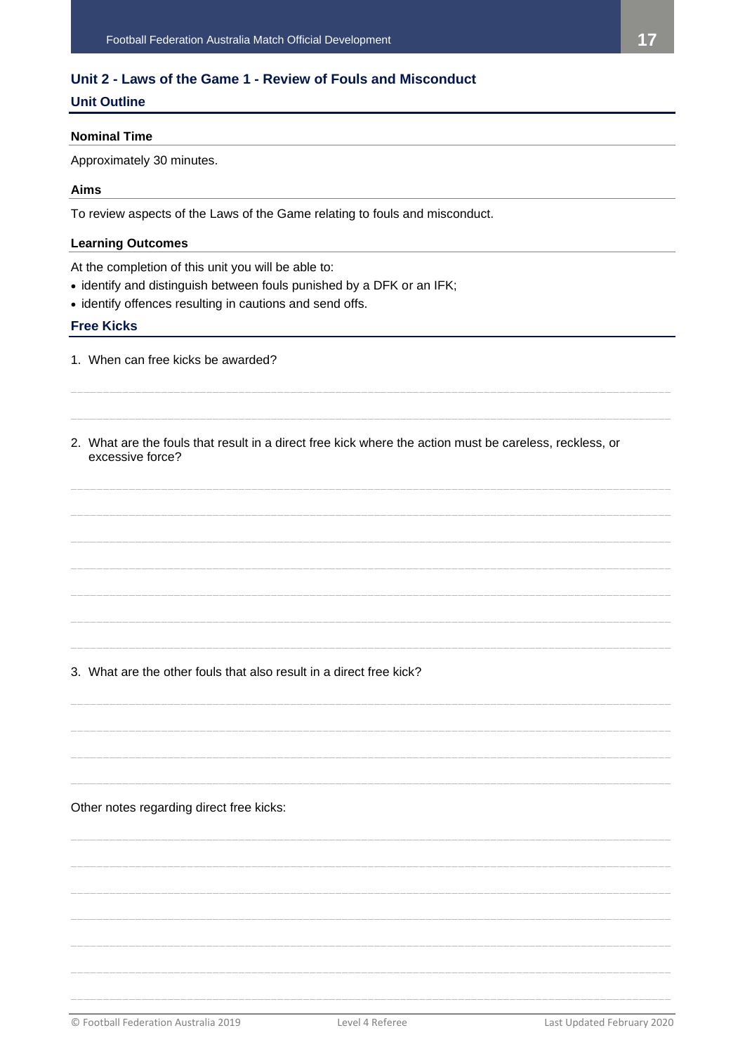## Unit 2 - Laws of the Game 1 - Review of Fouls and Misconduct

### Unit Outline

#### Nominal Time

Approximately 30 minutes.

#### Aims

To review aspects of the Laws of the Game relating to fouls and misconduct.

#### Learning Outcomes

At the completion of this unit you will be able to:

- identify and distinguish between fouls punished by a DFK or an IFK;
- identify offences resulting in cautions and send offs.

### Free Kicks

1. When can free kicks be awarded?

___

___

2. What are the fouls that result in a direct free kick where the action must be careless, reckless, or excessive force?

___

___

___

___

___

___

___

3. What are the other fouls that also result in a direct free kick?

___

___

___

___

Other notes regarding direct free kicks:

___

___

___

___

___

___

___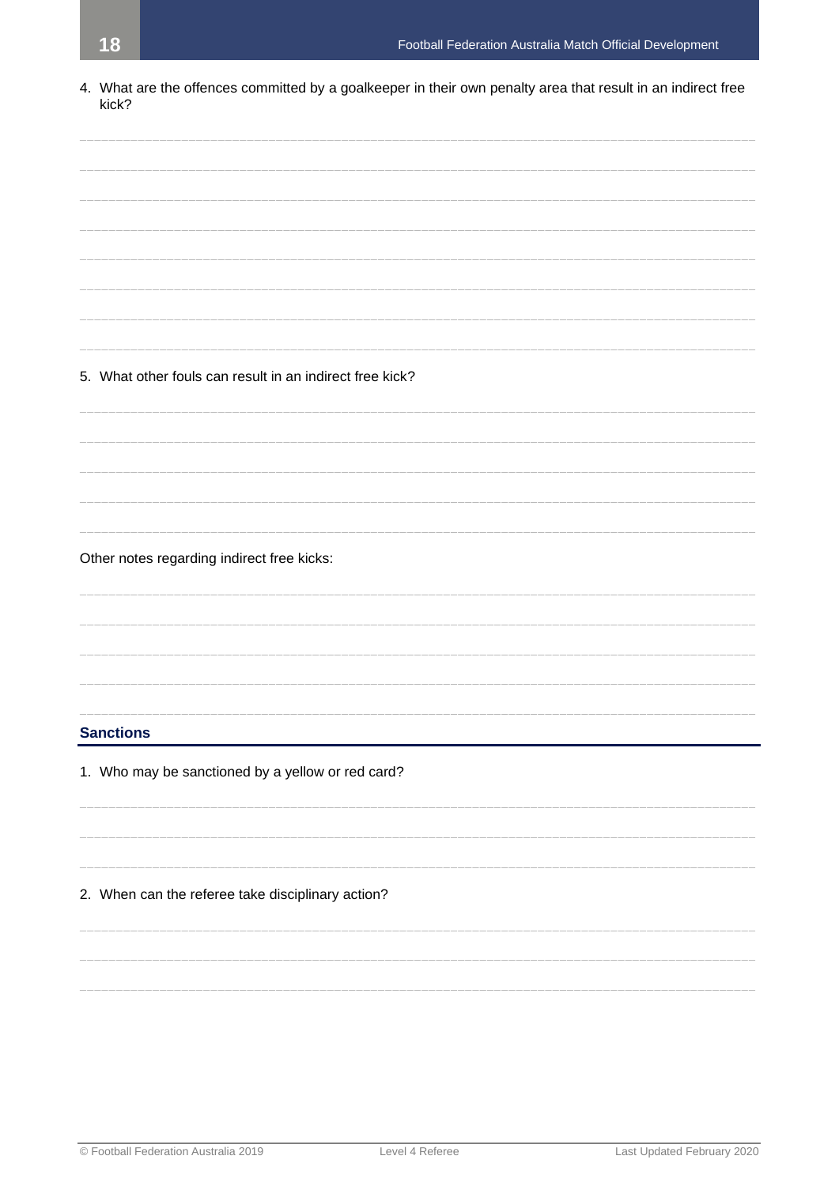4. What are the offences committed by a goalkeeper in their own penalty area that result in an indirect free kick?

5. What other fouls can result in an indirect free kick?

Other notes regarding indirect free kicks:

## Sanctions

1. Who may be sanctioned by a yellow or red card?

2. When can the referee take disciplinary action?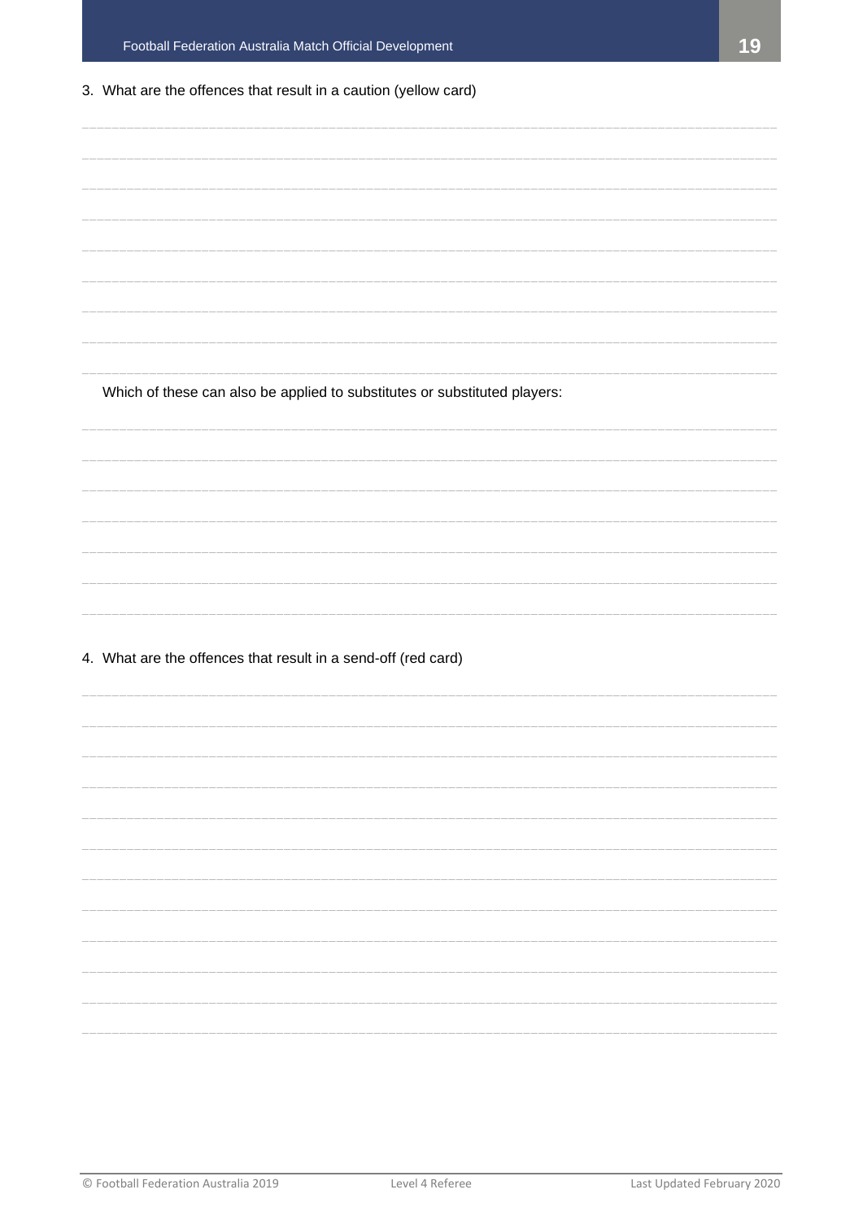3. What are the offences that result in a caution (yellow card)

Which of these can also be applied to substitutes or substituted players:

4. What are the offences that result in a send-off (red card)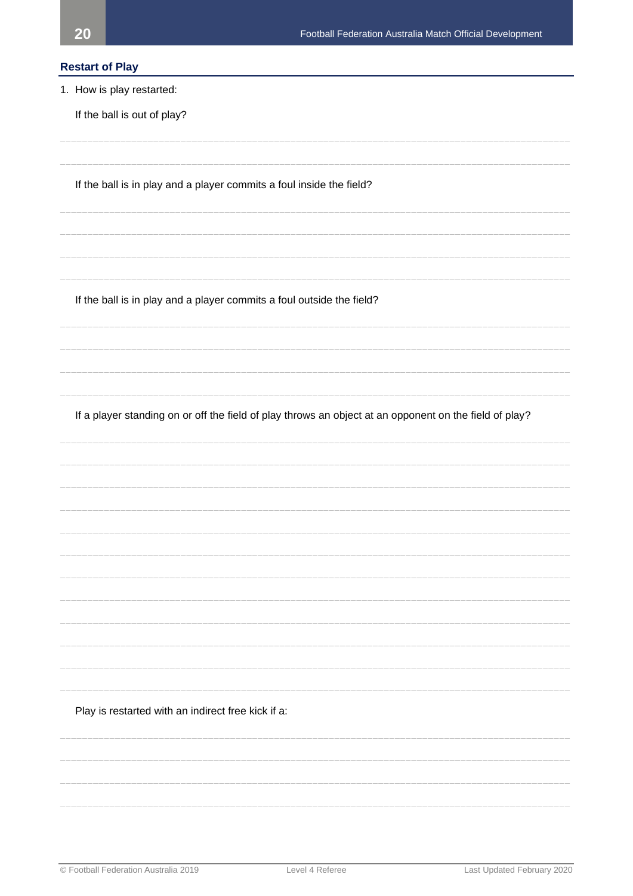## Restart of Play

1. How is play restarted:

   If the ball is out of play?

   If the ball is in play and a player commits a foul inside the field?

   If the ball is in play and a player commits a foul outside the field?

   If a player standing on or off the field of play throws an object at an opponent on the field of play?

   Play is restarted with an indirect free kick if a: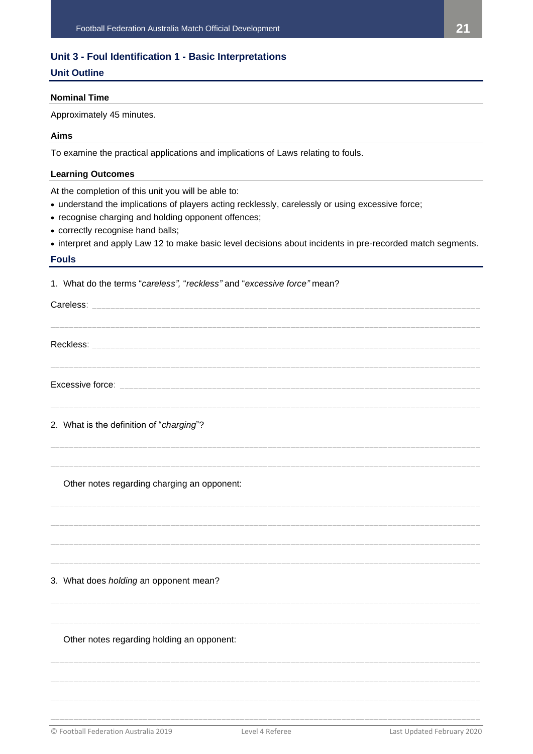## Unit 3 - Foul Identification 1 - Basic Interpretations

### Unit Outline

#### Nominal Time

Approximately 45 minutes.

#### Aims

To examine the practical applications and implications of Laws relating to fouls.

#### Learning Outcomes

At the completion of this unit you will be able to:

- understand the implications of players acting recklessly, carelessly or using excessive force;
- recognise charging and holding opponent offences;
- correctly recognise hand balls;
- interpret and apply Law 12 to make basic level decisions about incidents in pre-recorded match segments.

### Fouls

1. What do the terms "*careless",* "*reckless"* and "*excessive force"* mean?

Careless: ______________________________________________________________________________

______________________________________________________________________________

Reckless: ______________________________________________________________________________

______________________________________________________________________________

Excessive force: ______________________________________________________________________________

______________________________________________________________________________

2. What is the definition of "*charging*"?

______________________________________________________________________________

______________________________________________________________________________

Other notes regarding charging an opponent:

______________________________________________________________________________

______________________________________________________________________________

______________________________________________________________________________

______________________________________________________________________________

3. What does *holding* an opponent mean?

______________________________________________________________________________

______________________________________________________________________________

Other notes regarding holding an opponent:

______________________________________________________________________________

______________________________________________________________________________

______________________________________________________________________________

______________________________________________________________________________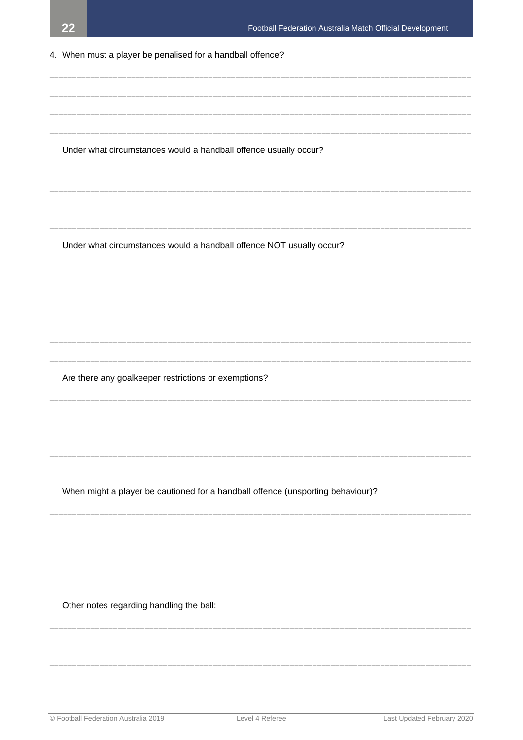4. When must a player be penalised for a handball offence?

Under what circumstances would a handball offence usually occur?

Under what circumstances would a handball offence NOT usually occur?

Are there any goalkeeper restrictions or exemptions?

When might a player be cautioned for a handball offence (unsporting behaviour)?

Other notes regarding handling the ball: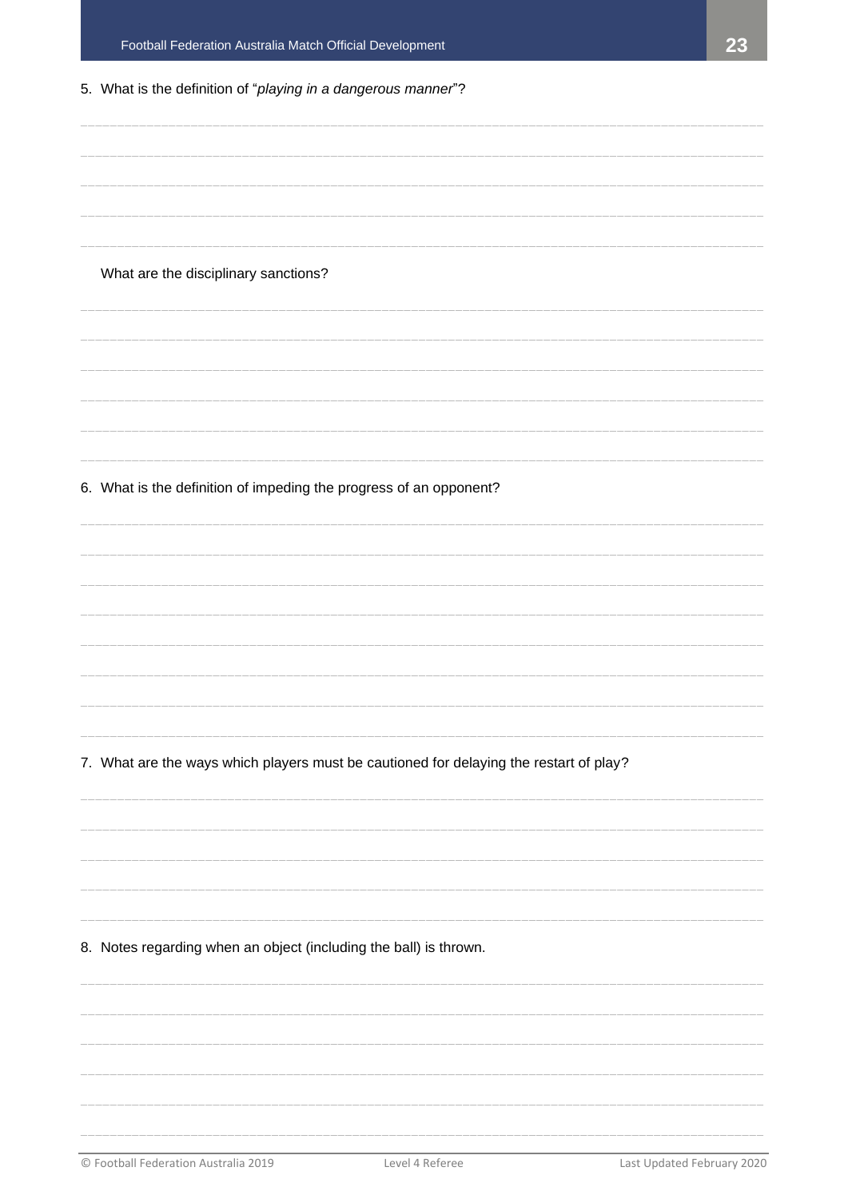5. What is the definition of "*playing in a dangerous manner*"?

What are the disciplinary sanctions?

6. What is the definition of impeding the progress of an opponent?

7. What are the ways which players must be cautioned for delaying the restart of play?

8. Notes regarding when an object (including the ball) is thrown.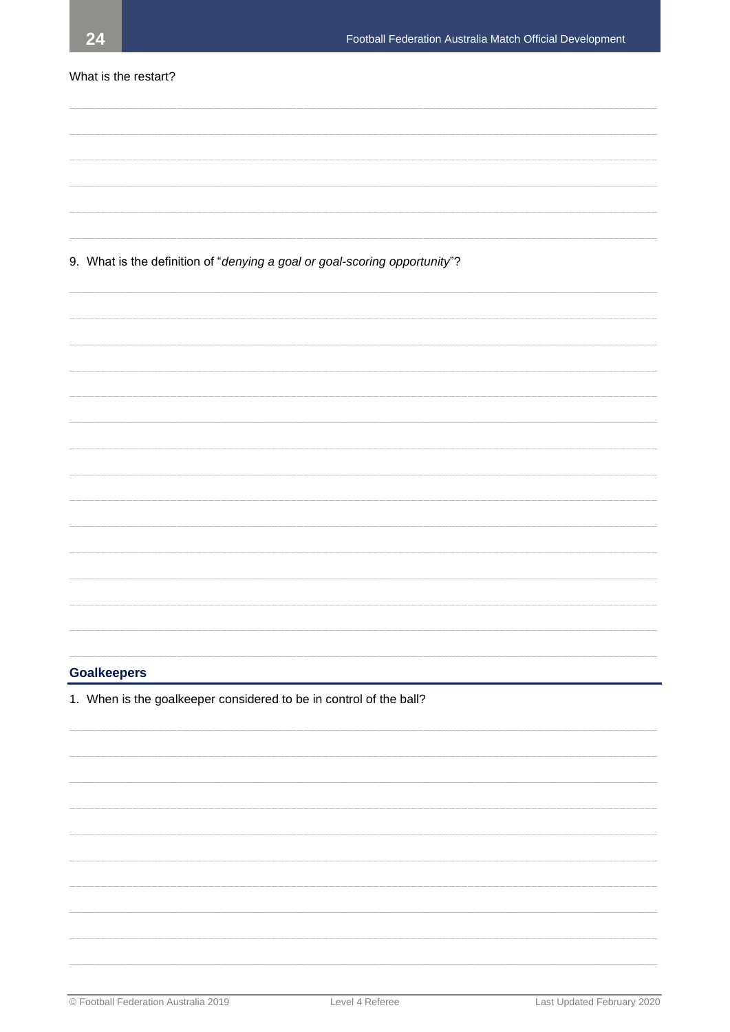What is the restart?

9. What is the definition of "*denying a goal or goal-scoring opportunity*"?

## Goalkeepers

1. When is the goalkeeper considered to be in control of the ball?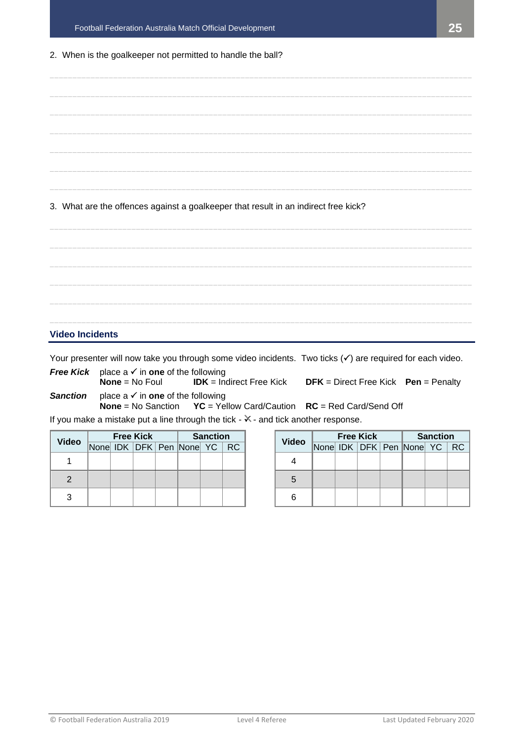2. When is the goalkeeper not permitted to handle the ball?

3. What are the offences against a goalkeeper that result in an indirect free kick?

## Video Incidents

Your presenter will now take you through some video incidents. Two ticks (✓) are required for each video.

***Free Kick*** place a ✓ in **one** of the following
**None** = No Foul **IDK** = Indirect Free Kick **DFK** = Direct Free Kick **Pen** = Penalty

***Sanction*** place a ✓ in **one** of the following
**None** = No Sanction **YC** = Yellow Card/Caution **RC** = Red Card/Send Off

If you make a mistake put a line through the tick - ✗ - and tick another response.

| Video | Free Kick | | | | Sanction | | |
|---|---|---|---|---|---|---|---|
| | None | IDK | DFK | Pen | None | YC | RC |
| 1 | | | | | | | |
| 2 | | | | | | | |
| 3 | | | | | | | |

| Video | Free Kick | | | | Sanction | | |
|---|---|---|---|---|---|---|---|
| | None | IDK | DFK | Pen | None | YC | RC |
| 4 | | | | | | | |
| 5 | | | | | | | |
| 6 | | | | | | | |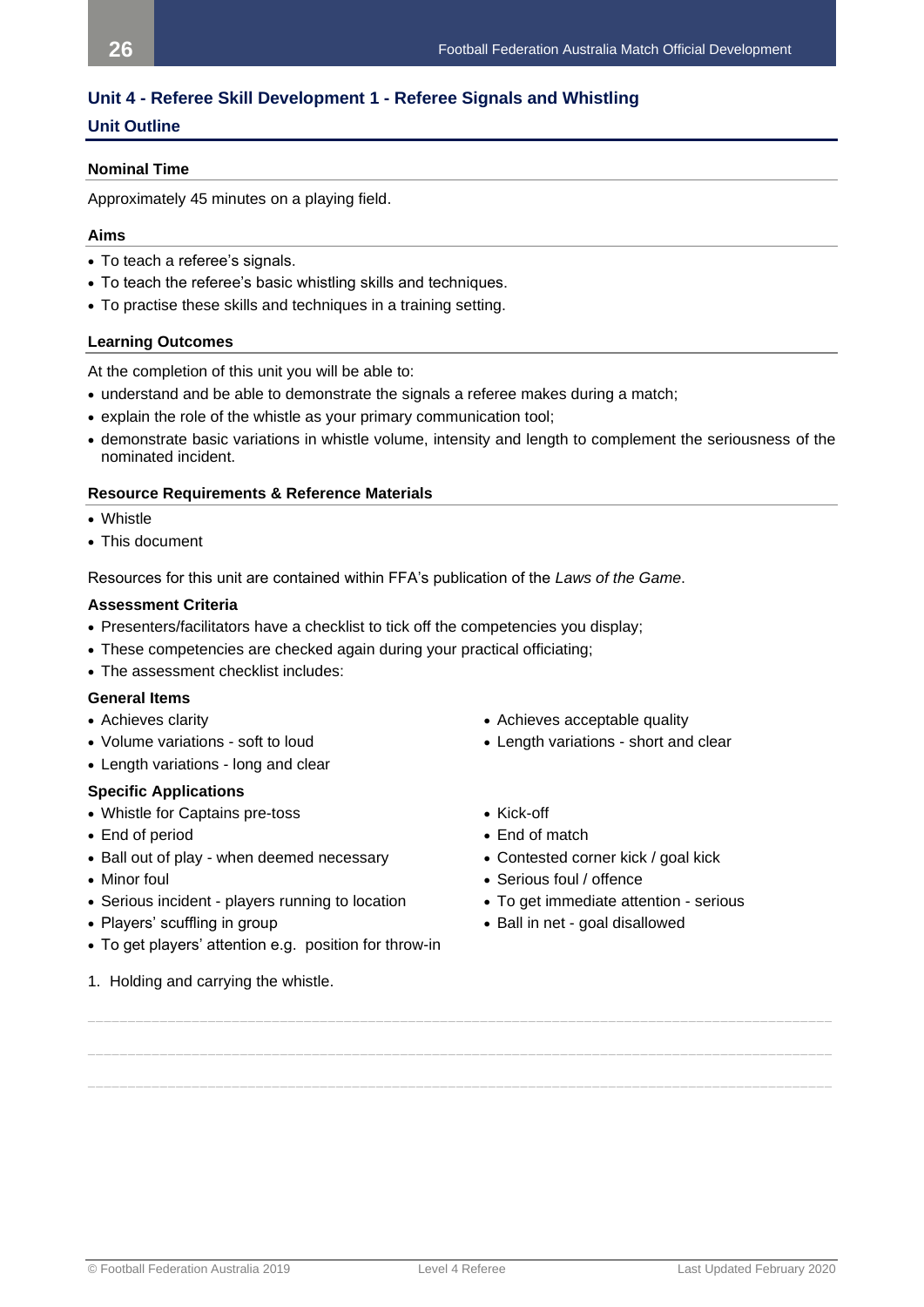## Unit 4 - Referee Skill Development 1 - Referee Signals and Whistling

### Unit Outline

#### Nominal Time

Approximately 45 minutes on a playing field.

#### Aims

- To teach a referee's signals.
- To teach the referee's basic whistling skills and techniques.
- To practise these skills and techniques in a training setting.

#### Learning Outcomes

At the completion of this unit you will be able to:

- understand and be able to demonstrate the signals a referee makes during a match;
- explain the role of the whistle as your primary communication tool;
- demonstrate basic variations in whistle volume, intensity and length to complement the seriousness of the nominated incident.

#### Resource Requirements & Reference Materials

- Whistle
- This document

Resources for this unit are contained within FFA's publication of the *Laws of the Game*.

#### Assessment Criteria

- Presenters/facilitators have a checklist to tick off the competencies you display;
- These competencies are checked again during your practical officiating;
- The assessment checklist includes:

**General Items**

- Achieves clarity
- Volume variations - soft to loud
- Length variations - long and clear
- Achieves acceptable quality
- Length variations - short and clear

**Specific Applications**

- Whistle for Captains pre-toss
- End of period
- Ball out of play - when deemed necessary
- Minor foul
- Serious incident - players running to location
- Players' scuffling in group
- To get players' attention e.g. position for throw-in
- Kick-off
- End of match
- Contested corner kick / goal kick
- Serious foul / offence
- To get immediate attention - serious
- Ball in net - goal disallowed

1. Holding and carrying the whistle.

___________________________________________________________________________

___________________________________________________________________________

___________________________________________________________________________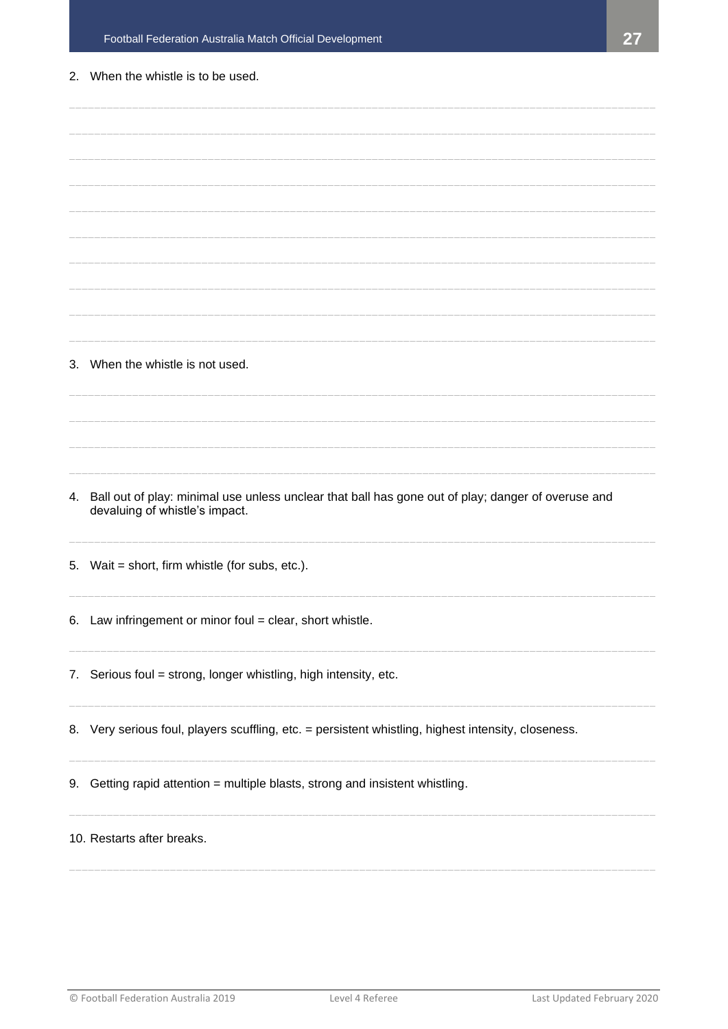2. When the whistle is to be used.

3. When the whistle is not used.

4. Ball out of play: minimal use unless unclear that ball has gone out of play; danger of overuse and devaluing of whistle's impact.

5. Wait = short, firm whistle (for subs, etc.).

6. Law infringement or minor foul = clear, short whistle.

7. Serious foul = strong, longer whistling, high intensity, etc.

8. Very serious foul, players scuffling, etc. = persistent whistling, highest intensity, closeness.

9. Getting rapid attention = multiple blasts, strong and insistent whistling.

10. Restarts after breaks.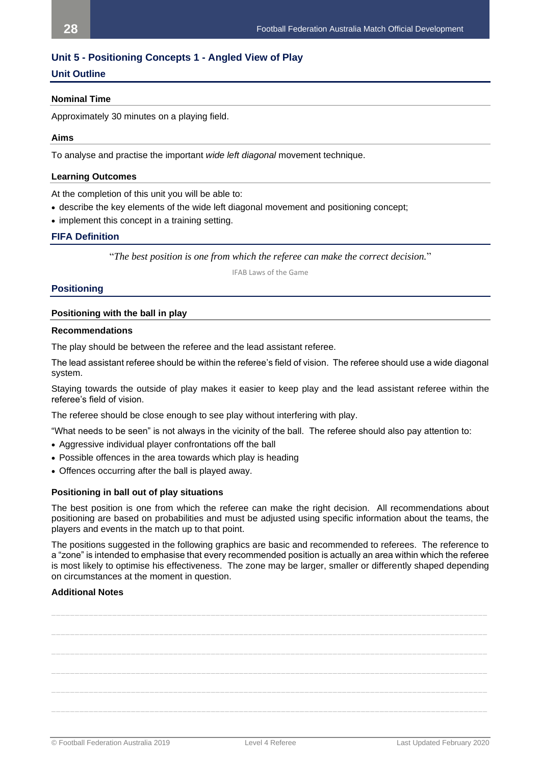## Unit 5 - Positioning Concepts 1 - Angled View of Play

### Unit Outline

#### Nominal Time

Approximately 30 minutes on a playing field.

#### Aims

To analyse and practise the important *wide left diagonal* movement technique.

#### Learning Outcomes

At the completion of this unit you will be able to:

- describe the key elements of the wide left diagonal movement and positioning concept;
- implement this concept in a training setting.

### FIFA Definition

"*The best position is one from which the referee can make the correct decision.*"

IFAB Laws of the Game

### Positioning

#### Positioning with the ball in play

**Recommendations**

The play should be between the referee and the lead assistant referee.

The lead assistant referee should be within the referee's field of vision. The referee should use a wide diagonal system.

Staying towards the outside of play makes it easier to keep play and the lead assistant referee within the referee's field of vision.

The referee should be close enough to see play without interfering with play.

"What needs to be seen" is not always in the vicinity of the ball. The referee should also pay attention to:

- Aggressive individual player confrontations off the ball
- Possible offences in the area towards which play is heading
- Offences occurring after the ball is played away.

**Positioning in ball out of play situations**

The best position is one from which the referee can make the right decision. All recommendations about positioning are based on probabilities and must be adjusted using specific information about the teams, the players and events in the match up to that point.

The positions suggested in the following graphics are basic and recommended to referees. The reference to a "zone" is intended to emphasise that every recommended position is actually an area within which the referee is most likely to optimise his effectiveness. The zone may be larger, smaller or differently shaped depending on circumstances at the moment in question.

**Additional Notes**

______________________________________________________________________________

______________________________________________________________________________

______________________________________________________________________________

______________________________________________________________________________

______________________________________________________________________________

______________________________________________________________________________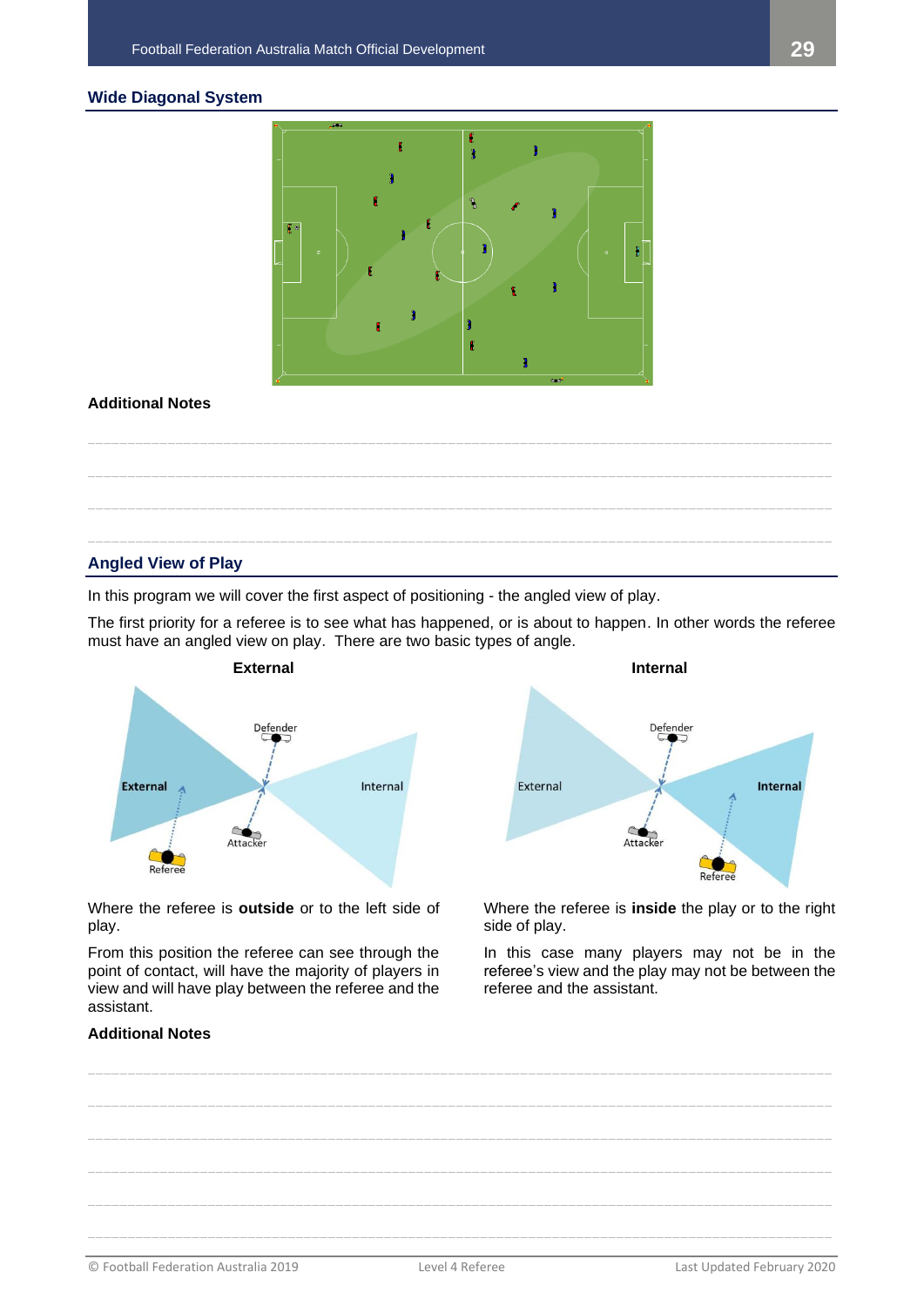## Wide Diagonal System

### Additional Notes

## Angled View of Play

In this program we will cover the first aspect of positioning - the angled view of play.

The first priority for a referee is to see what has happened, or is about to happen. In other words the referee must have an angled view on play. There are two basic types of angle.

**External**

Where the referee is **outside** or to the left side of play.

From this position the referee can see through the point of contact, will have the majority of players in view and will have play between the referee and the assistant.

**Internal**

Where the referee is **inside** the play or to the right side of play.

In this case many players may not be in the referee's view and the play may not be between the referee and the assistant.

### Additional Notes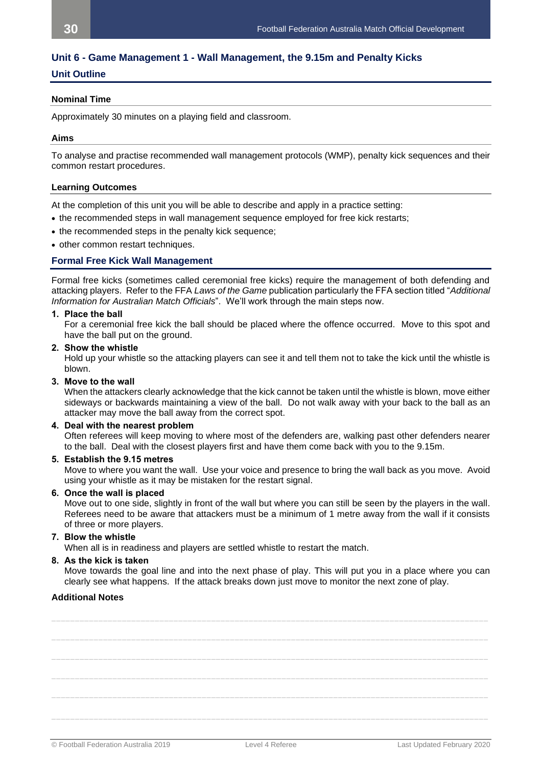## Unit 6 - Game Management 1 - Wall Management, the 9.15m and Penalty Kicks

### Unit Outline

#### Nominal Time

Approximately 30 minutes on a playing field and classroom.

#### Aims

To analyse and practise recommended wall management protocols (WMP), penalty kick sequences and their common restart procedures.

#### Learning Outcomes

At the completion of this unit you will be able to describe and apply in a practice setting:

- the recommended steps in wall management sequence employed for free kick restarts;
- the recommended steps in the penalty kick sequence;
- other common restart techniques.

### Formal Free Kick Wall Management

Formal free kicks (sometimes called ceremonial free kicks) require the management of both defending and attacking players. Refer to the FFA *Laws of the Game* publication particularly the FFA section titled "*Additional Information for Australian Match Officials*". We'll work through the main steps now.

1. **Place the ball**
   For a ceremonial free kick the ball should be placed where the offence occurred. Move to this spot and have the ball put on the ground.
2. **Show the whistle**
   Hold up your whistle so the attacking players can see it and tell them not to take the kick until the whistle is blown.
3. **Move to the wall**
   When the attackers clearly acknowledge that the kick cannot be taken until the whistle is blown, move either sideways or backwards maintaining a view of the ball. Do not walk away with your back to the ball as an attacker may move the ball away from the correct spot.
4. **Deal with the nearest problem**
   Often referees will keep moving to where most of the defenders are, walking past other defenders nearer to the ball. Deal with the closest players first and have them come back with you to the 9.15m.
5. **Establish the 9.15 metres**
   Move to where you want the wall. Use your voice and presence to bring the wall back as you move. Avoid using your whistle as it may be mistaken for the restart signal.
6. **Once the wall is placed**
   Move out to one side, slightly in front of the wall but where you can still be seen by the players in the wall. Referees need to be aware that attackers must be a minimum of 1 metre away from the wall if it consists of three or more players.
7. **Blow the whistle**
   When all is in readiness and players are settled whistle to restart the match.
8. **As the kick is taken**
   Move towards the goal line and into the next phase of play. This will put you in a place where you can clearly see what happens. If the attack breaks down just move to monitor the next zone of play.

#### Additional Notes

______________________________________________________________________________

______________________________________________________________________________

______________________________________________________________________________

______________________________________________________________________________

______________________________________________________________________________

______________________________________________________________________________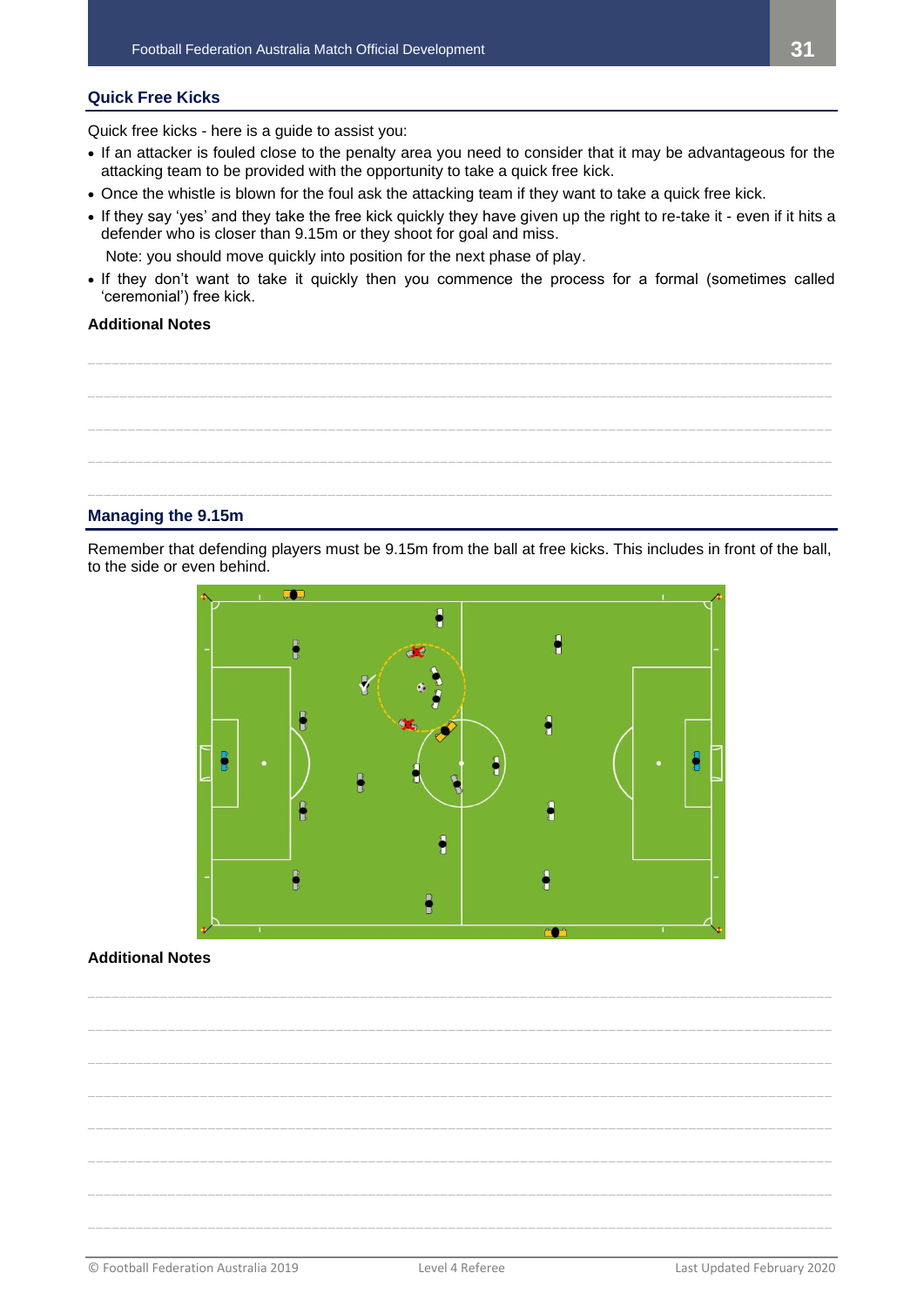## Quick Free Kicks

Quick free kicks - here is a guide to assist you:

- If an attacker is fouled close to the penalty area you need to consider that it may be advantageous for the attacking team to be provided with the opportunity to take a quick free kick.
- Once the whistle is blown for the foul ask the attacking team if they want to take a quick free kick.
- If they say 'yes' and they take the free kick quickly they have given up the right to re-take it - even if it hits a defender who is closer than 9.15m or they shoot for goal and miss.

  Note: you should move quickly into position for the next phase of play.
- If they don't want to take it quickly then you commence the process for a formal (sometimes called 'ceremonial') free kick.

**Additional Notes**

## Managing the 9.15m

Remember that defending players must be 9.15m from the ball at free kicks. This includes in front of the ball, to the side or even behind.

**Additional Notes**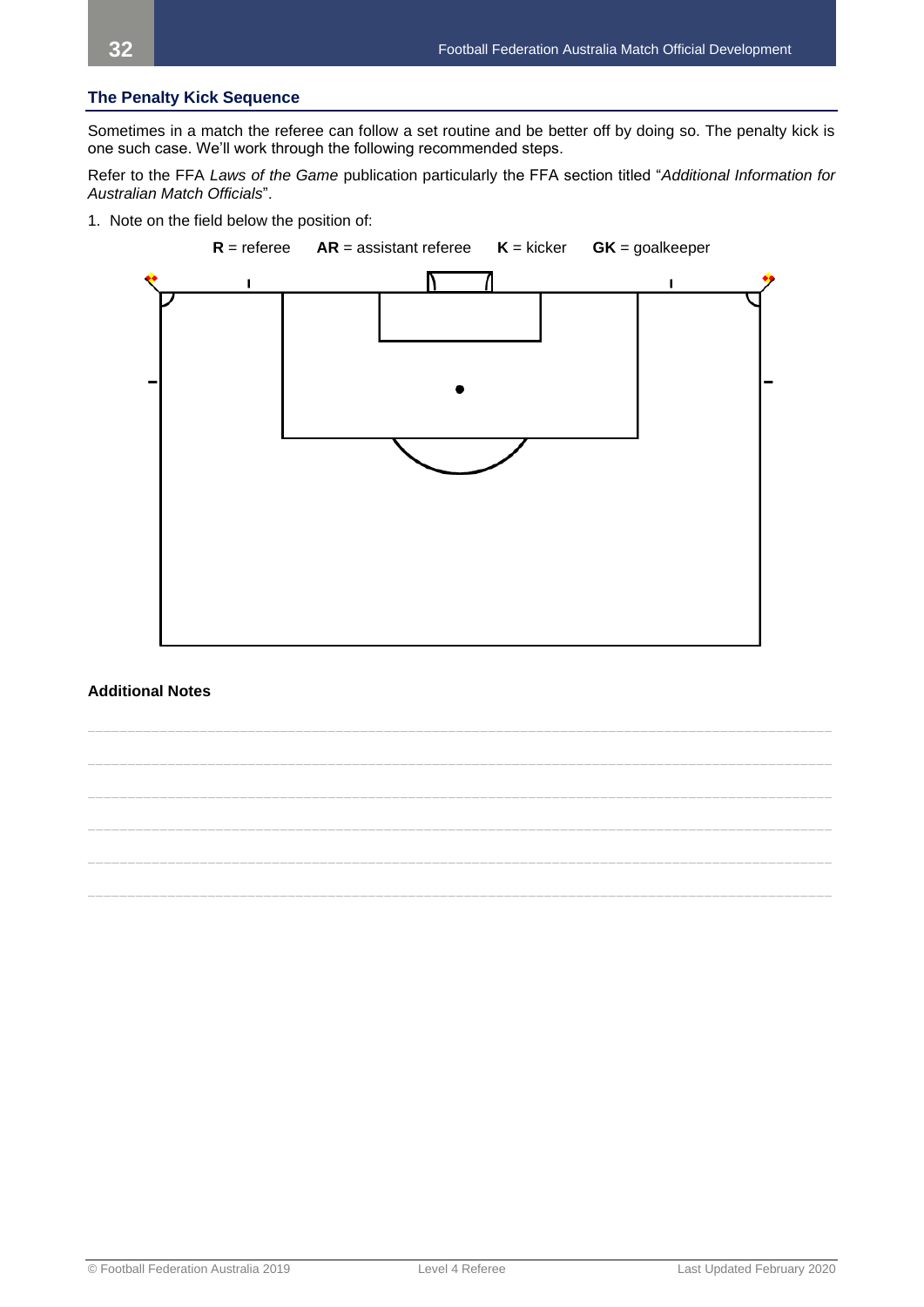## The Penalty Kick Sequence

Sometimes in a match the referee can follow a set routine and be better off by doing so. The penalty kick is one such case. We'll work through the following recommended steps.

Refer to the FFA *Laws of the Game* publication particularly the FFA section titled "*Additional Information for Australian Match Officials*".

1. Note on the field below the position of:

   **R** = referee  **AR** = assistant referee  **K** = kicker  **GK** = goalkeeper

### Additional Notes

\_\_\_\_\_\_\_\_\_\_\_\_\_\_\_\_\_\_\_\_\_\_\_\_\_\_\_\_\_\_\_\_\_\_\_\_\_\_\_\_\_\_\_\_\_\_\_\_\_\_\_\_\_\_\_\_\_\_\_\_\_\_\_\_\_\_\_\_\_\_\_\_\_\_\_\_\_\_

\_\_\_\_\_\_\_\_\_\_\_\_\_\_\_\_\_\_\_\_\_\_\_\_\_\_\_\_\_\_\_\_\_\_\_\_\_\_\_\_\_\_\_\_\_\_\_\_\_\_\_\_\_\_\_\_\_\_\_\_\_\_\_\_\_\_\_\_\_\_\_\_\_\_\_\_\_\_

\_\_\_\_\_\_\_\_\_\_\_\_\_\_\_\_\_\_\_\_\_\_\_\_\_\_\_\_\_\_\_\_\_\_\_\_\_\_\_\_\_\_\_\_\_\_\_\_\_\_\_\_\_\_\_\_\_\_\_\_\_\_\_\_\_\_\_\_\_\_\_\_\_\_\_\_\_\_

\_\_\_\_\_\_\_\_\_\_\_\_\_\_\_\_\_\_\_\_\_\_\_\_\_\_\_\_\_\_\_\_\_\_\_\_\_\_\_\_\_\_\_\_\_\_\_\_\_\_\_\_\_\_\_\_\_\_\_\_\_\_\_\_\_\_\_\_\_\_\_\_\_\_\_\_\_\_

\_\_\_\_\_\_\_\_\_\_\_\_\_\_\_\_\_\_\_\_\_\_\_\_\_\_\_\_\_\_\_\_\_\_\_\_\_\_\_\_\_\_\_\_\_\_\_\_\_\_\_\_\_\_\_\_\_\_\_\_\_\_\_\_\_\_\_\_\_\_\_\_\_\_\_\_\_\_

\_\_\_\_\_\_\_\_\_\_\_\_\_\_\_\_\_\_\_\_\_\_\_\_\_\_\_\_\_\_\_\_\_\_\_\_\_\_\_\_\_\_\_\_\_\_\_\_\_\_\_\_\_\_\_\_\_\_\_\_\_\_\_\_\_\_\_\_\_\_\_\_\_\_\_\_\_\_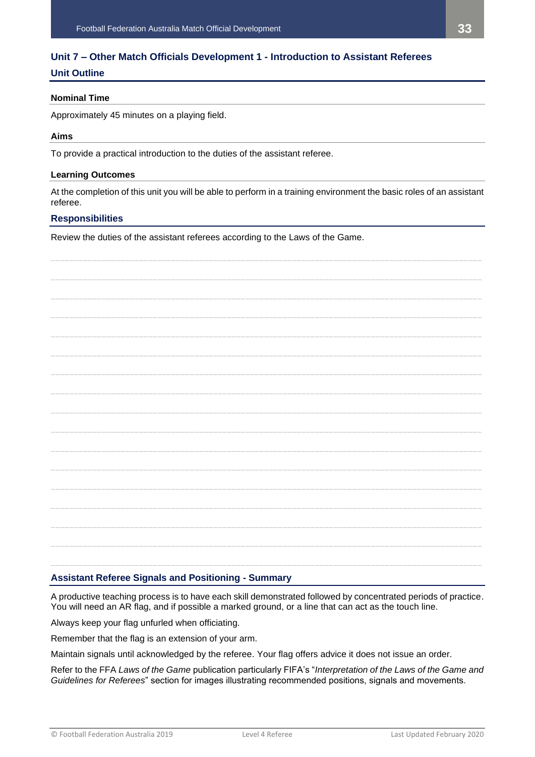## Unit 7 – Other Match Officials Development 1 - Introduction to Assistant Referees

### Unit Outline

#### Nominal Time

Approximately 45 minutes on a playing field.

#### Aims

To provide a practical introduction to the duties of the assistant referee.

#### Learning Outcomes

At the completion of this unit you will be able to perform in a training environment the basic roles of an assistant referee.

### Responsibilities

Review the duties of the assistant referees according to the Laws of the Game.

______________________________________________________________________________

______________________________________________________________________________

______________________________________________________________________________

______________________________________________________________________________

______________________________________________________________________________

______________________________________________________________________________

______________________________________________________________________________

______________________________________________________________________________

______________________________________________________________________________

______________________________________________________________________________

______________________________________________________________________________

______________________________________________________________________________

______________________________________________________________________________

______________________________________________________________________________

______________________________________________________________________________

______________________________________________________________________________

______________________________________________________________________________

### Assistant Referee Signals and Positioning - Summary

A productive teaching process is to have each skill demonstrated followed by concentrated periods of practice. You will need an AR flag, and if possible a marked ground, or a line that can act as the touch line.

Always keep your flag unfurled when officiating.

Remember that the flag is an extension of your arm.

Maintain signals until acknowledged by the referee. Your flag offers advice it does not issue an order.

Refer to the FFA *Laws of the Game* publication particularly FIFA's "*Interpretation of the Laws of the Game and Guidelines for Referees*" section for images illustrating recommended positions, signals and movements.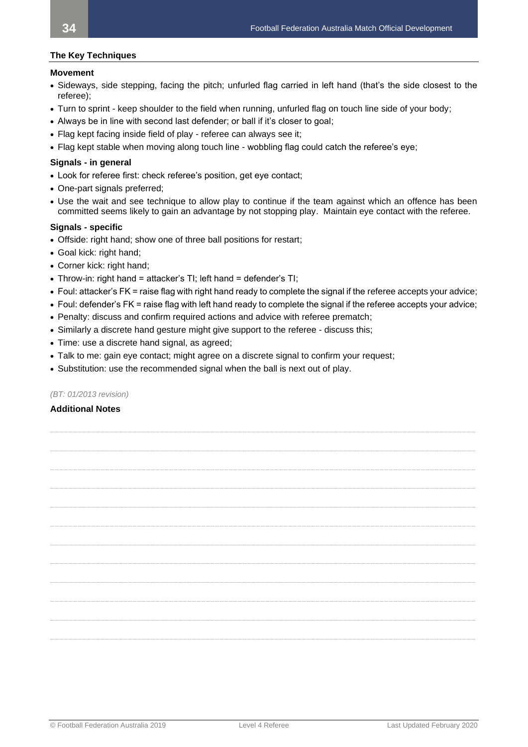### The Key Techniques

**Movement**

- Sideways, side stepping, facing the pitch; unfurled flag carried in left hand (that's the side closest to the referee);
- Turn to sprint - keep shoulder to the field when running, unfurled flag on touch line side of your body;
- Always be in line with second last defender; or ball if it's closer to goal;
- Flag kept facing inside field of play - referee can always see it;
- Flag kept stable when moving along touch line - wobbling flag could catch the referee's eye;

**Signals - in general**

- Look for referee first: check referee's position, get eye contact;
- One-part signals preferred;
- Use the wait and see technique to allow play to continue if the team against which an offence has been committed seems likely to gain an advantage by not stopping play. Maintain eye contact with the referee.

**Signals - specific**

- Offside: right hand; show one of three ball positions for restart;
- Goal kick: right hand;
- Corner kick: right hand;
- Throw-in: right hand = attacker's TI; left hand = defender's TI;
- Foul: attacker's FK = raise flag with right hand ready to complete the signal if the referee accepts your advice;
- Foul: defender's FK = raise flag with left hand ready to complete the signal if the referee accepts your advice;
- Penalty: discuss and confirm required actions and advice with referee prematch;
- Similarly a discrete hand gesture might give support to the referee - discuss this;
- Time: use a discrete hand signal, as agreed;
- Talk to me: gain eye contact; might agree on a discrete signal to confirm your request;
- Substitution: use the recommended signal when the ball is next out of play.

*(BT: 01/2013 revision)*

**Additional Notes**

______________________________________________________________________________

______________________________________________________________________________

______________________________________________________________________________

______________________________________________________________________________

______________________________________________________________________________

______________________________________________________________________________

______________________________________________________________________________

______________________________________________________________________________

______________________________________________________________________________

______________________________________________________________________________

______________________________________________________________________________

______________________________________________________________________________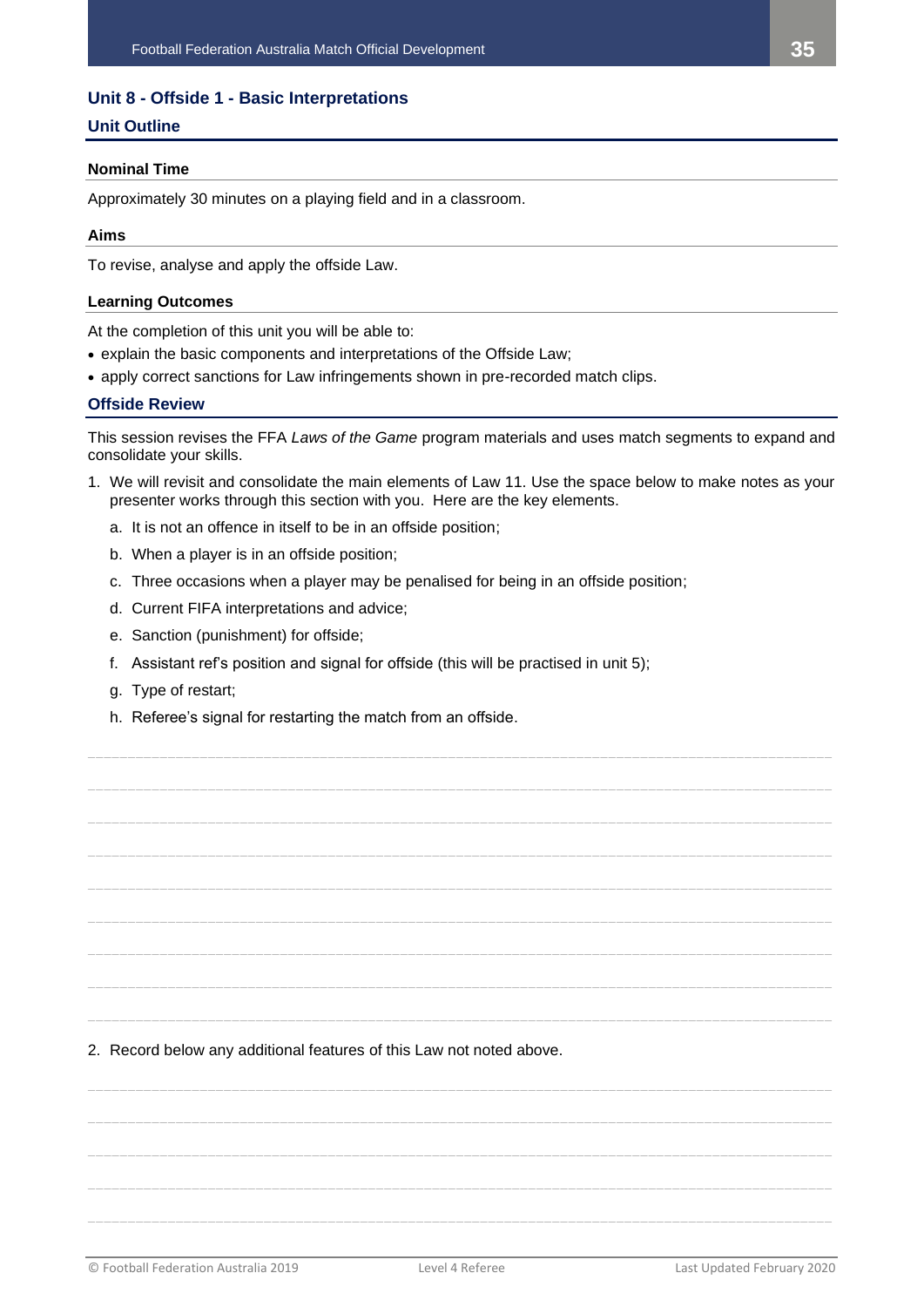## Unit 8 - Offside 1 - Basic Interpretations

### Unit Outline

#### Nominal Time

Approximately 30 minutes on a playing field and in a classroom.

#### Aims

To revise, analyse and apply the offside Law.

#### Learning Outcomes

At the completion of this unit you will be able to:

- explain the basic components and interpretations of the Offside Law;
- apply correct sanctions for Law infringements shown in pre-recorded match clips.

### Offside Review

This session revises the FFA *Laws of the Game* program materials and uses match segments to expand and consolidate your skills.

1. We will revisit and consolidate the main elements of Law 11. Use the space below to make notes as your presenter works through this section with you. Here are the key elements.
   a. It is not an offence in itself to be in an offside position;
   b. When a player is in an offside position;
   c. Three occasions when a player may be penalised for being in an offside position;
   d. Current FIFA interpretations and advice;
   e. Sanction (punishment) for offside;
   f. Assistant ref's position and signal for offside (this will be practised in unit 5);
   g. Type of restart;
   h. Referee's signal for restarting the match from an offside.

2. Record below any additional features of this Law not noted above.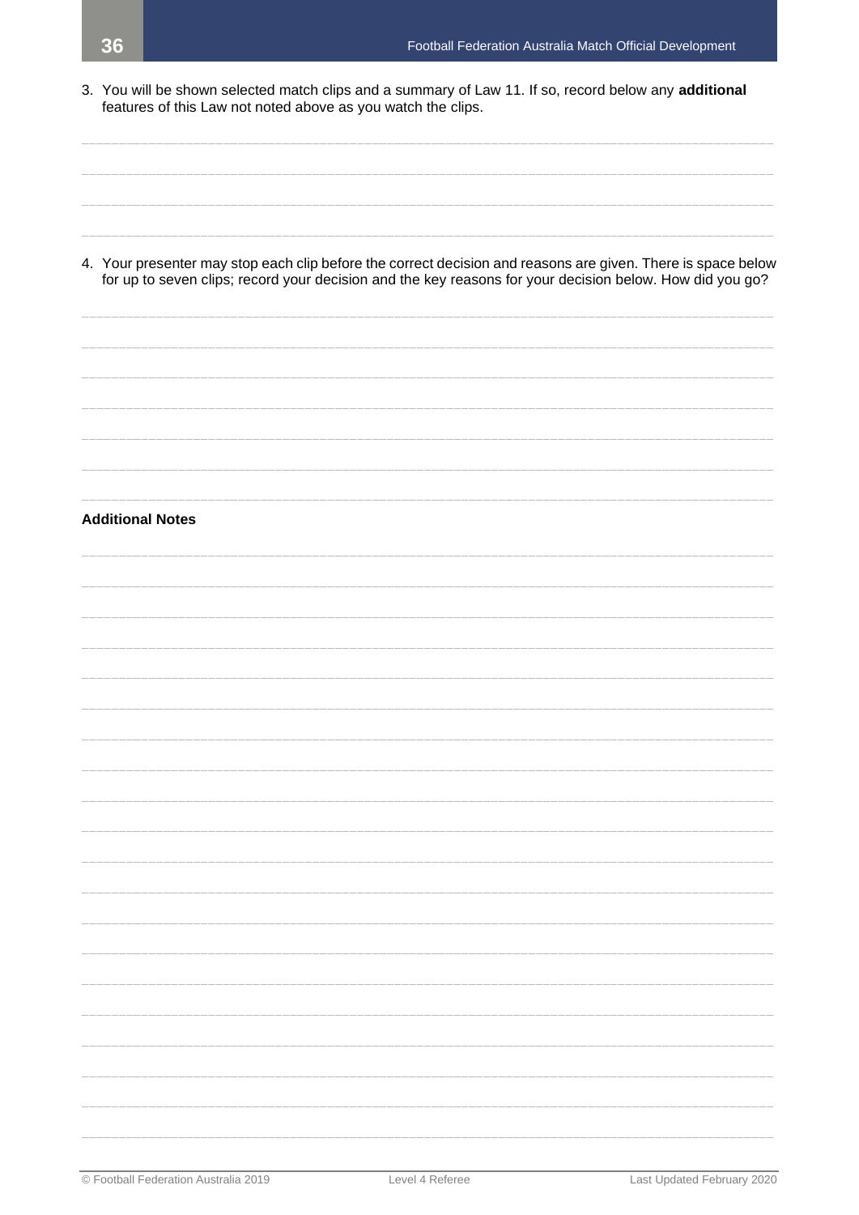3. You will be shown selected match clips and a summary of Law 11. If so, record below any **additional** features of this Law not noted above as you watch the clips.

4. Your presenter may stop each clip before the correct decision and reasons are given. There is space below for up to seven clips; record your decision and the key reasons for your decision below. How did you go?

**Additional Notes**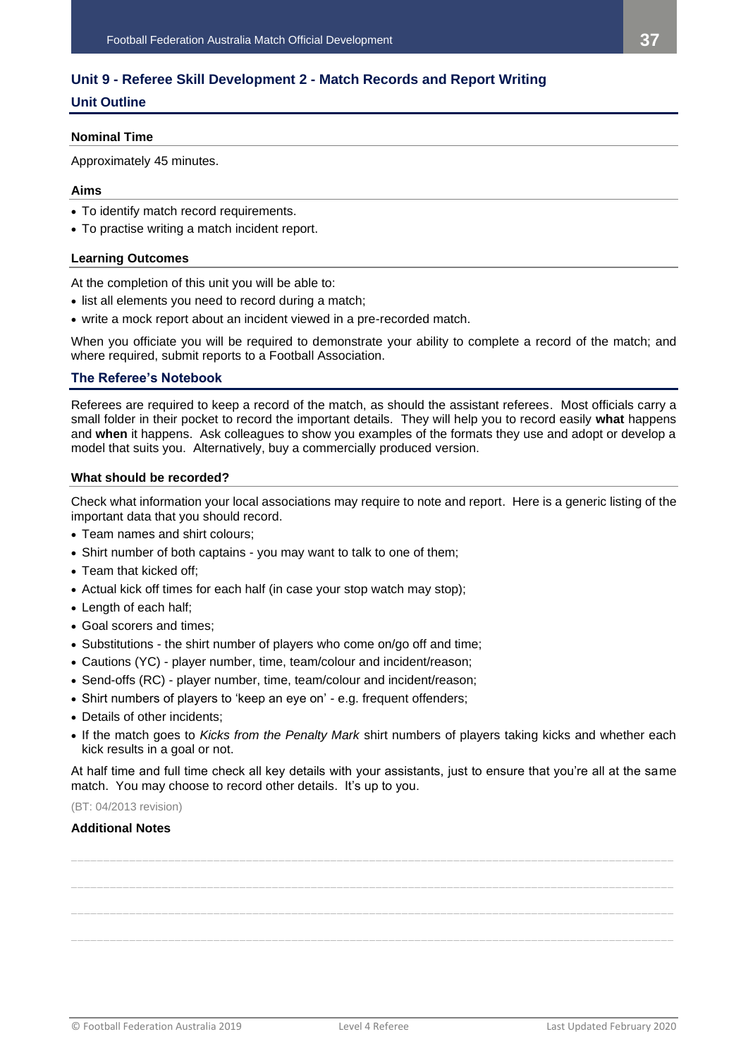## Unit 9 - Referee Skill Development 2 - Match Records and Report Writing

### Unit Outline

#### Nominal Time

Approximately 45 minutes.

#### Aims

- To identify match record requirements.
- To practise writing a match incident report.

#### Learning Outcomes

At the completion of this unit you will be able to:

- list all elements you need to record during a match;
- write a mock report about an incident viewed in a pre-recorded match.

When you officiate you will be required to demonstrate your ability to complete a record of the match; and where required, submit reports to a Football Association.

### The Referee's Notebook

Referees are required to keep a record of the match, as should the assistant referees. Most officials carry a small folder in their pocket to record the important details. They will help you to record easily **what** happens and **when** it happens. Ask colleagues to show you examples of the formats they use and adopt or develop a model that suits you. Alternatively, buy a commercially produced version.

#### What should be recorded?

Check what information your local associations may require to note and report. Here is a generic listing of the important data that you should record.

- Team names and shirt colours;
- Shirt number of both captains - you may want to talk to one of them;
- Team that kicked off;
- Actual kick off times for each half (in case your stop watch may stop);
- Length of each half;
- Goal scorers and times;
- Substitutions - the shirt number of players who come on/go off and time;
- Cautions (YC) - player number, time, team/colour and incident/reason;
- Send-offs (RC) - player number, time, team/colour and incident/reason;
- Shirt numbers of players to 'keep an eye on' - e.g. frequent offenders;
- Details of other incidents;
- If the match goes to *Kicks from the Penalty Mark* shirt numbers of players taking kicks and whether each kick results in a goal or not.

At half time and full time check all key details with your assistants, just to ensure that you're all at the same match. You may choose to record other details. It's up to you.

(BT: 04/2013 revision)

#### Additional Notes

_______________________________________________________________________________

_______________________________________________________________________________

_______________________________________________________________________________

_______________________________________________________________________________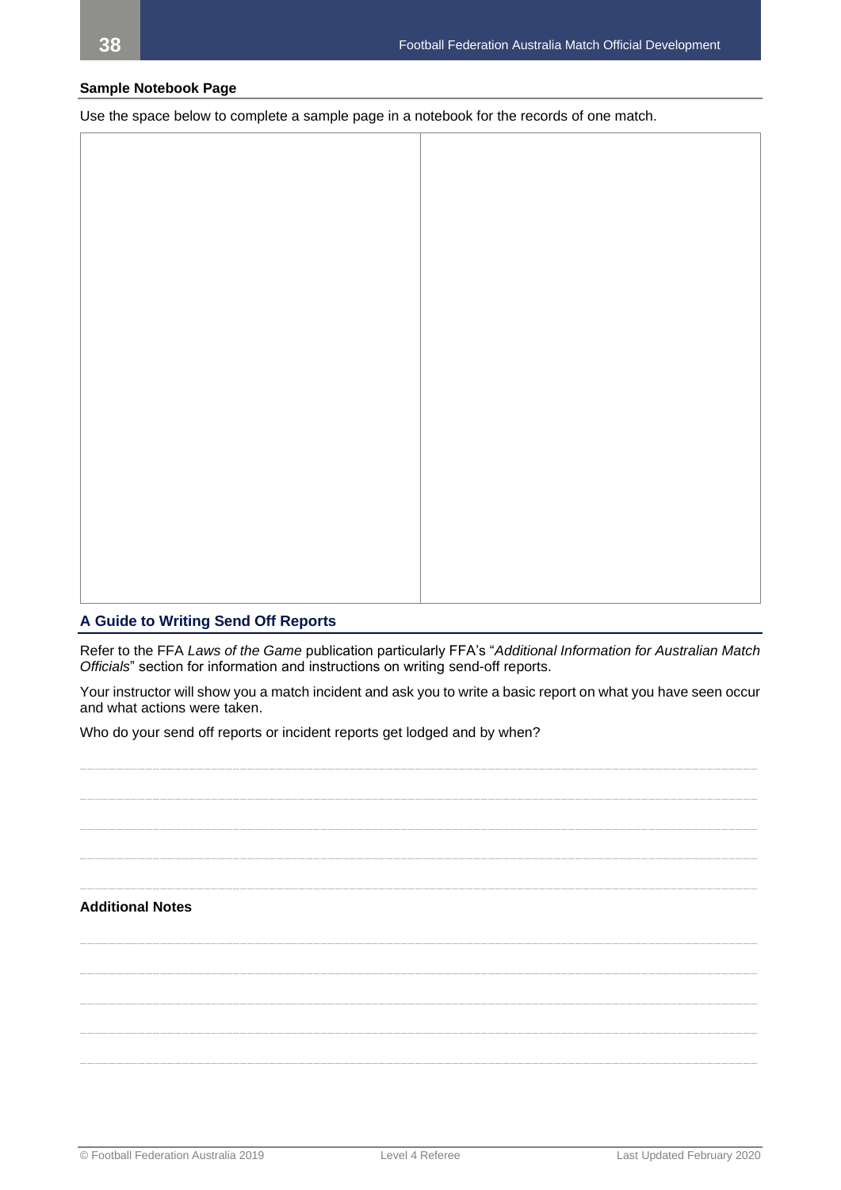**Sample Notebook Page**

Use the space below to complete a sample page in a notebook for the records of one match.

| | |
|---|---|
| | |

## A Guide to Writing Send Off Reports

Refer to the FFA *Laws of the Game* publication particularly FFA's "*Additional Information for Australian Match Officials*" section for information and instructions on writing send-off reports.

Your instructor will show you a match incident and ask you to write a basic report on what you have seen occur and what actions were taken.

Who do your send off reports or incident reports get lodged and by when?

______________________________________________________________________________

______________________________________________________________________________

______________________________________________________________________________

______________________________________________________________________________

______________________________________________________________________________

**Additional Notes**

______________________________________________________________________________

______________________________________________________________________________

______________________________________________________________________________

______________________________________________________________________________

______________________________________________________________________________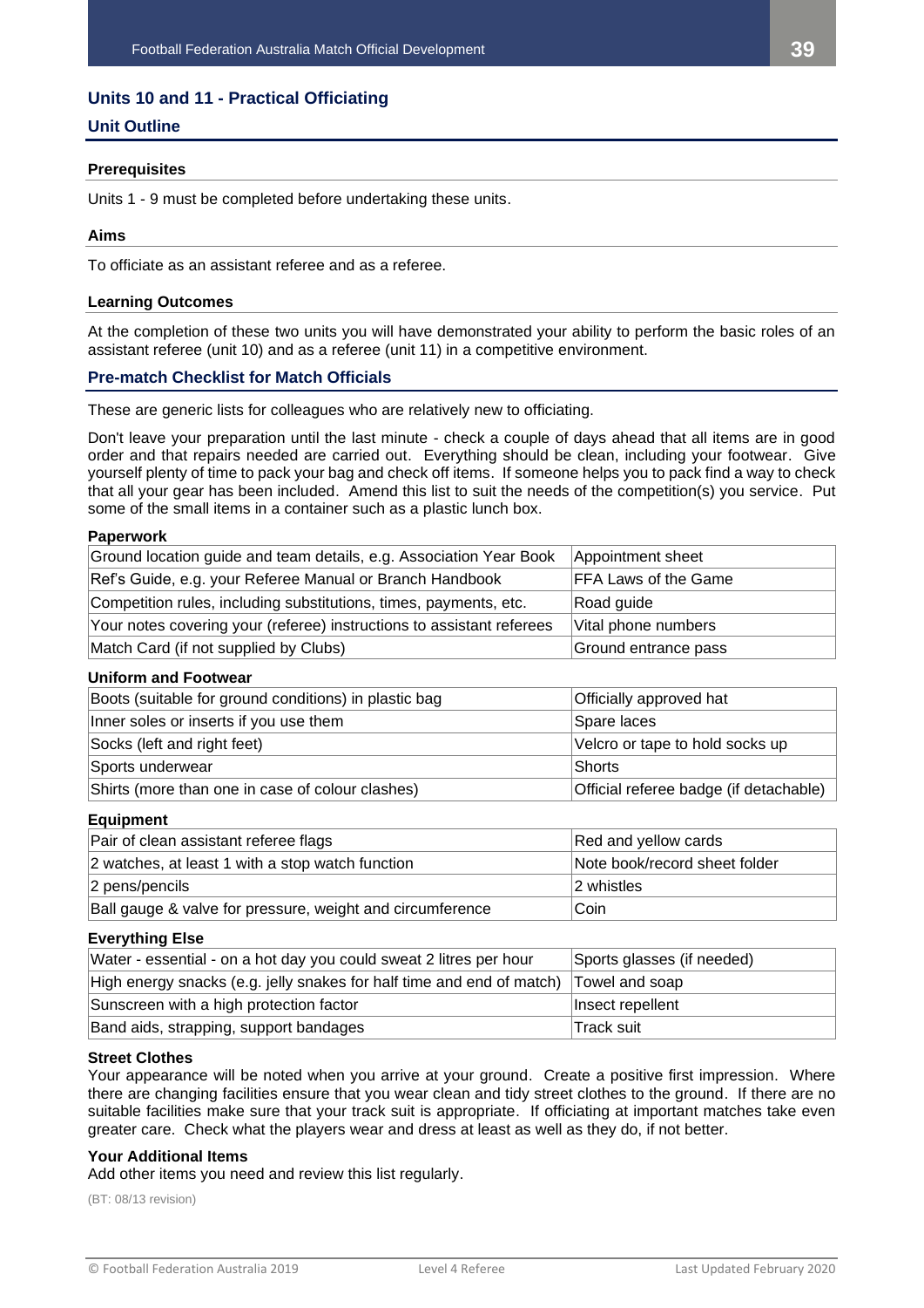## Units 10 and 11 - Practical Officiating

### Unit Outline

#### Prerequisites

Units 1 - 9 must be completed before undertaking these units.

#### Aims

To officiate as an assistant referee and as a referee.

#### Learning Outcomes

At the completion of these two units you will have demonstrated your ability to perform the basic roles of an assistant referee (unit 10) and as a referee (unit 11) in a competitive environment.

### Pre-match Checklist for Match Officials

These are generic lists for colleagues who are relatively new to officiating.

Don't leave your preparation until the last minute - check a couple of days ahead that all items are in good order and that repairs needed are carried out. Everything should be clean, including your footwear. Give yourself plenty of time to pack your bag and check off items. If someone helps you to pack find a way to check that all your gear has been included. Amend this list to suit the needs of the competition(s) you service. Put some of the small items in a container such as a plastic lunch box.

**Paperwork**

| | |
|---|---|
| Ground location guide and team details, e.g. Association Year Book | Appointment sheet |
| Ref's Guide, e.g. your Referee Manual or Branch Handbook | FFA Laws of the Game |
| Competition rules, including substitutions, times, payments, etc. | Road guide |
| Your notes covering your (referee) instructions to assistant referees | Vital phone numbers |
| Match Card (if not supplied by Clubs) | Ground entrance pass |

**Uniform and Footwear**

| | |
|---|---|
| Boots (suitable for ground conditions) in plastic bag | Officially approved hat |
| Inner soles or inserts if you use them | Spare laces |
| Socks (left and right feet) | Velcro or tape to hold socks up |
| Sports underwear | Shorts |
| Shirts (more than one in case of colour clashes) | Official referee badge (if detachable) |

**Equipment**

| | |
|---|---|
| Pair of clean assistant referee flags | Red and yellow cards |
| 2 watches, at least 1 with a stop watch function | Note book/record sheet folder |
| 2 pens/pencils | 2 whistles |
| Ball gauge & valve for pressure, weight and circumference | Coin |

**Everything Else**

| | |
|---|---|
| Water - essential - on a hot day you could sweat 2 litres per hour | Sports glasses (if needed) |
| High energy snacks (e.g. jelly snakes for half time and end of match) | Towel and soap |
| Sunscreen with a high protection factor | Insect repellent |
| Band aids, strapping, support bandages | Track suit |

**Street Clothes**

Your appearance will be noted when you arrive at your ground. Create a positive first impression. Where there are changing facilities ensure that you wear clean and tidy street clothes to the ground. If there are no suitable facilities make sure that your track suit is appropriate. If officiating at important matches take even greater care. Check what the players wear and dress at least as well as they do, if not better.

**Your Additional Items**

Add other items you need and review this list regularly.

(BT: 08/13 revision)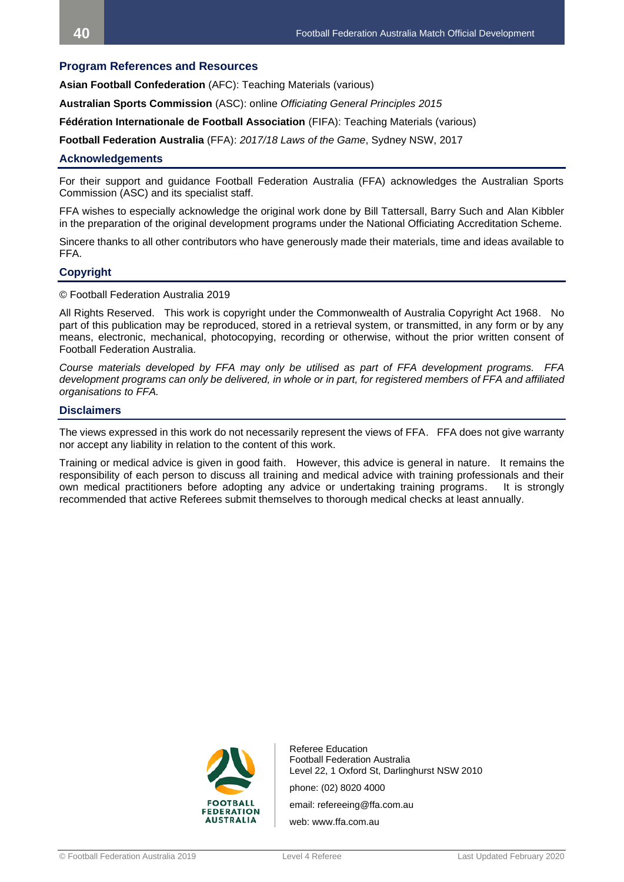## Program References and Resources

**Asian Football Confederation** (AFC): Teaching Materials (various)

**Australian Sports Commission** (ASC): online *Officiating General Principles 2015*

**Fédération Internationale de Football Association** (FIFA): Teaching Materials (various)

**Football Federation Australia** (FFA): *2017/18 Laws of the Game*, Sydney NSW, 2017

## Acknowledgements

For their support and guidance Football Federation Australia (FFA) acknowledges the Australian Sports Commission (ASC) and its specialist staff.

FFA wishes to especially acknowledge the original work done by Bill Tattersall, Barry Such and Alan Kibbler in the preparation of the original development programs under the National Officiating Accreditation Scheme.

Sincere thanks to all other contributors who have generously made their materials, time and ideas available to FFA.

## Copyright

© Football Federation Australia 2019

All Rights Reserved. This work is copyright under the Commonwealth of Australia Copyright Act 1968. No part of this publication may be reproduced, stored in a retrieval system, or transmitted, in any form or by any means, electronic, mechanical, photocopying, recording or otherwise, without the prior written consent of Football Federation Australia.

*Course materials developed by FFA may only be utilised as part of FFA development programs. FFA development programs can only be delivered, in whole or in part, for registered members of FFA and affiliated organisations to FFA.*

## Disclaimers

The views expressed in this work do not necessarily represent the views of FFA. FFA does not give warranty nor accept any liability in relation to the content of this work.

Training or medical advice is given in good faith. However, this advice is general in nature. It remains the responsibility of each person to discuss all training and medical advice with training professionals and their own medical practitioners before adopting any advice or undertaking training programs. It is strongly recommended that active Referees submit themselves to thorough medical checks at least annually.

FOOTBALL FEDERATION AUSTRALIA

Referee Education
Football Federation Australia
Level 22, 1 Oxford St, Darlinghurst NSW 2010

phone: (02) 8020 4000

email: refereeing@ffa.com.au

web: www.ffa.com.au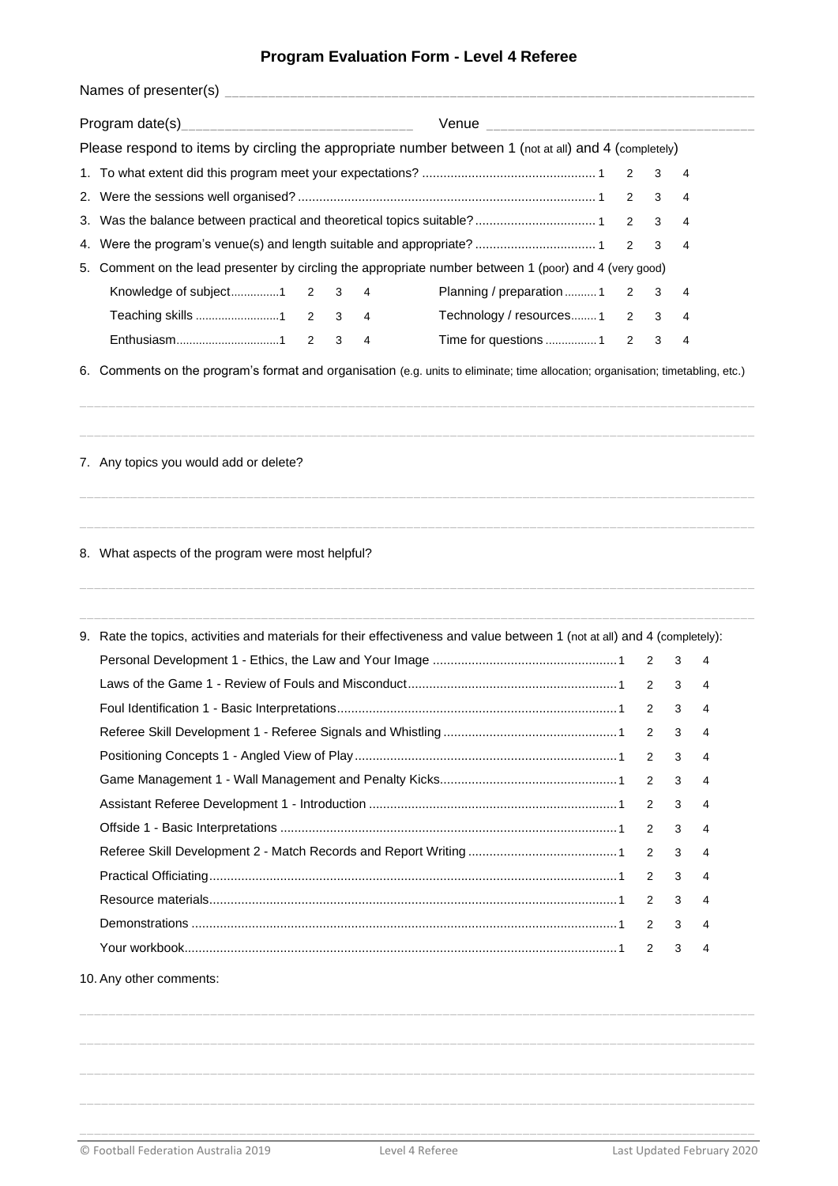# Program Evaluation Form - Level 4 Referee

Names of presenter(s) ________________________________________________________________

Program date(s)______________________________ Venue __________________________________

Please respond to items by circling the appropriate number between 1 (not at all) and 4 (completely)

1. To what extent did this program meet your expectations? ................................................ 1 2 3 4
2. Were the sessions well organised? ................................................................................... 1 2 3 4
3. Was the balance between practical and theoretical topics suitable? ................................. 1 2 3 4
4. Were the program's venue(s) and length suitable and appropriate? ................................. 1 2 3 4
5. Comment on the lead presenter by circling the appropriate number between 1 (poor) and 4 (very good)

| | | | | | | | | | |
|---|---|---|---|---|---|---|---|---|---|
| Knowledge of subject | 1 | 2 | 3 | 4 | Planning / preparation | 1 | 2 | 3 | 4 |
| Teaching skills | 1 | 2 | 3 | 4 | Technology / resources | 1 | 2 | 3 | 4 |
| Enthusiasm | 1 | 2 | 3 | 4 | Time for questions | 1 | 2 | 3 | 4 |

6. Comments on the program's format and organisation (e.g. units to eliminate; time allocation; organisation; timetabling, etc.)

________________________________________________________________________________________

________________________________________________________________________________________

7. Any topics you would add or delete?

________________________________________________________________________________________

________________________________________________________________________________________

8. What aspects of the program were most helpful?

________________________________________________________________________________________

________________________________________________________________________________________

9. Rate the topics, activities and materials for their effectiveness and value between 1 (not at all) and 4 (completely):

| | | | | |
|---|---|---|---|---|
| Personal Development 1 - Ethics, the Law and Your Image | 1 | 2 | 3 | 4 |
| Laws of the Game 1 - Review of Fouls and Misconduct | 1 | 2 | 3 | 4 |
| Foul Identification 1 - Basic Interpretations | 1 | 2 | 3 | 4 |
| Referee Skill Development 1 - Referee Signals and Whistling | 1 | 2 | 3 | 4 |
| Positioning Concepts 1 - Angled View of Play | 1 | 2 | 3 | 4 |
| Game Management 1 - Wall Management and Penalty Kicks | 1 | 2 | 3 | 4 |
| Assistant Referee Development 1 - Introduction | 1 | 2 | 3 | 4 |
| Offside 1 - Basic Interpretations | 1 | 2 | 3 | 4 |
| Referee Skill Development 2 - Match Records and Report Writing | 1 | 2 | 3 | 4 |
| Practical Officiating | 1 | 2 | 3 | 4 |
| Resource materials | 1 | 2 | 3 | 4 |
| Demonstrations | 1 | 2 | 3 | 4 |
| Your workbook | 1 | 2 | 3 | 4 |

10. Any other comments:

________________________________________________________________________________________

________________________________________________________________________________________

________________________________________________________________________________________

________________________________________________________________________________________

________________________________________________________________________________________